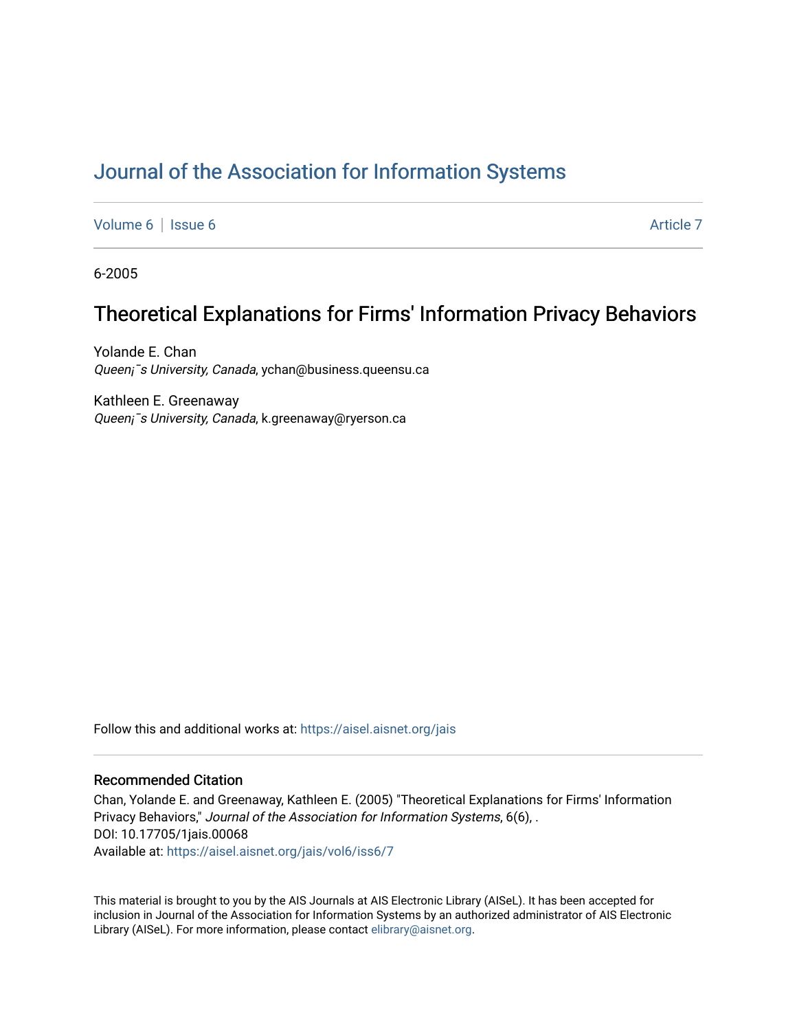# Journal of the Association for Information Systems

Volume 6 | Issue 6 Article 7

6-2005

## Theoretical Explanations for Firms' Information Privacy Behaviors

Yolande E. Chan
*Queen¡¯s University, Canada*, ychan@business.queensu.ca

Kathleen E. Greenaway
*Queen¡¯s University, Canada*, k.greenaway@ryerson.ca

Follow this and additional works at: https://aisel.aisnet.org/jais

### Recommended Citation

Chan, Yolande E. and Greenaway, Kathleen E. (2005) "Theoretical Explanations for Firms' Information Privacy Behaviors," *Journal of the Association for Information Systems*, 6(6), .
DOI: 10.17705/1jais.00068
Available at: https://aisel.aisnet.org/jais/vol6/iss6/7

This material is brought to you by the AIS Journals at AIS Electronic Library (AISeL). It has been accepted for inclusion in Journal of the Association for Information Systems by an authorized administrator of AIS Electronic Library (AISeL). For more information, please contact elibrary@aisnet.org.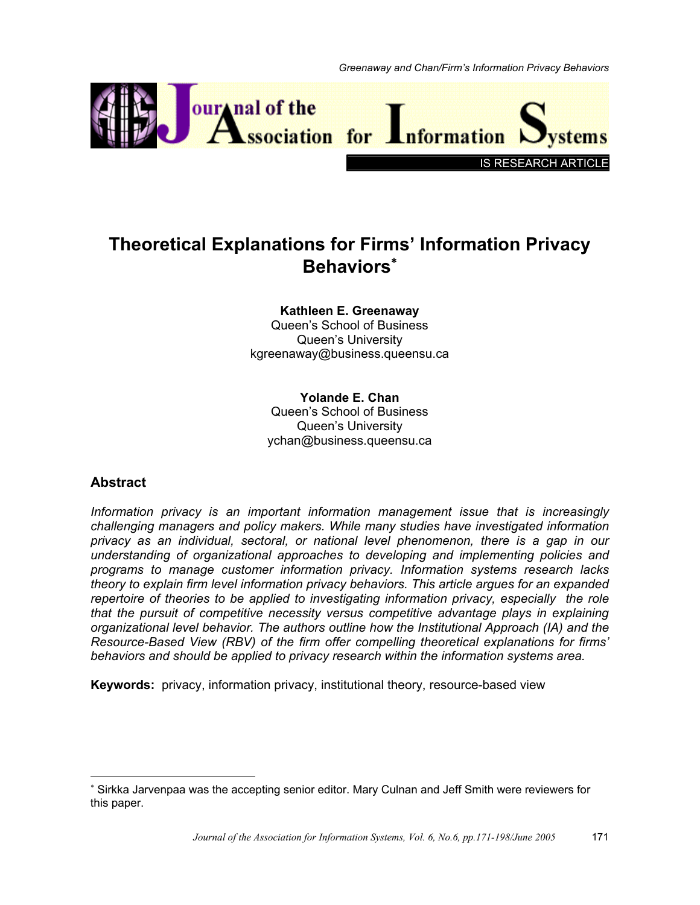IS RESEARCH ARTICLE

# Theoretical Explanations for Firms' Information Privacy Behaviors*

**Kathleen E. Greenaway**
Queen's School of Business
Queen's University
kgreenaway@business.queensu.ca

**Yolande E. Chan**
Queen's School of Business
Queen's University
ychan@business.queensu.ca

## Abstract

*Information privacy is an important information management issue that is increasingly challenging managers and policy makers. While many studies have investigated information privacy as an individual, sectoral, or national level phenomenon, there is a gap in our understanding of organizational approaches to developing and implementing policies and programs to manage customer information privacy. Information systems research lacks theory to explain firm level information privacy behaviors. This article argues for an expanded repertoire of theories to be applied to investigating information privacy, especially the role that the pursuit of competitive necessity versus competitive advantage plays in explaining organizational level behavior. The authors outline how the Institutional Approach (IA) and the Resource-Based View (RBV) of the firm offer compelling theoretical explanations for firms' behaviors and should be applied to privacy research within the information systems area.*

**Keywords:** privacy, information privacy, institutional theory, resource-based view

---

* Sirkka Jarvenpaa was the accepting senior editor. Mary Culnan and Jeff Smith were reviewers for this paper.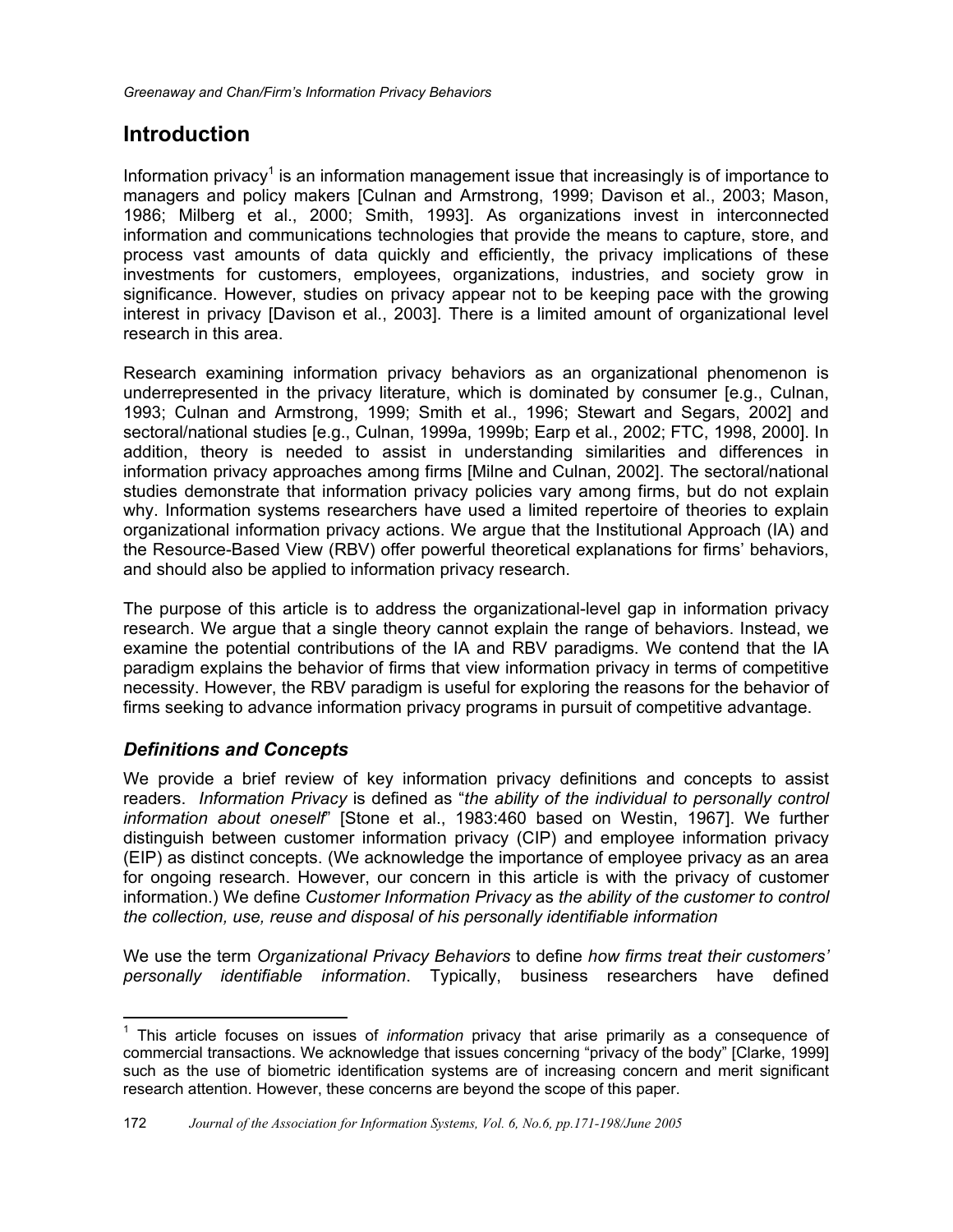# Introduction

Information privacy[1] is an information management issue that increasingly is of importance to managers and policy makers [Culnan and Armstrong, 1999; Davison et al., 2003; Mason, 1986; Milberg et al., 2000; Smith, 1993]. As organizations invest in interconnected information and communications technologies that provide the means to capture, store, and process vast amounts of data quickly and efficiently, the privacy implications of these investments for customers, employees, organizations, industries, and society grow in significance. However, studies on privacy appear not to be keeping pace with the growing interest in privacy [Davison et al., 2003]. There is a limited amount of organizational level research in this area.

Research examining information privacy behaviors as an organizational phenomenon is underrepresented in the privacy literature, which is dominated by consumer [e.g., Culnan, 1993; Culnan and Armstrong, 1999; Smith et al., 1996; Stewart and Segars, 2002] and sectoral/national studies [e.g., Culnan, 1999a, 1999b; Earp et al., 2002; FTC, 1998, 2000]. In addition, theory is needed to assist in understanding similarities and differences in information privacy approaches among firms [Milne and Culnan, 2002]. The sectoral/national studies demonstrate that information privacy policies vary among firms, but do not explain why. Information systems researchers have used a limited repertoire of theories to explain organizational information privacy actions. We argue that the Institutional Approach (IA) and the Resource-Based View (RBV) offer powerful theoretical explanations for firms' behaviors, and should also be applied to information privacy research.

The purpose of this article is to address the organizational-level gap in information privacy research. We argue that a single theory cannot explain the range of behaviors. Instead, we examine the potential contributions of the IA and RBV paradigms. We contend that the IA paradigm explains the behavior of firms that view information privacy in terms of competitive necessity. However, the RBV paradigm is useful for exploring the reasons for the behavior of firms seeking to advance information privacy programs in pursuit of competitive advantage.

## *Definitions and Concepts*

We provide a brief review of key information privacy definitions and concepts to assist readers. *Information Privacy* is defined as "*the ability of the individual to personally control information about oneself*" [Stone et al., 1983:460 based on Westin, 1967]. We further distinguish between customer information privacy (CIP) and employee information privacy (EIP) as distinct concepts. (We acknowledge the importance of employee privacy as an area for ongoing research. However, our concern in this article is with the privacy of customer information.) We define *Customer Information Privacy* as *the ability of the customer to control the collection, use, reuse and disposal of his personally identifiable information*

We use the term *Organizational Privacy Behaviors* to define *how firms treat their customers' personally identifiable information*. Typically, business researchers have defined

---

[1] This article focuses on issues of *information* privacy that arise primarily as a consequence of commercial transactions. We acknowledge that issues concerning "privacy of the body" [Clarke, 1999] such as the use of biometric identification systems are of increasing concern and merit significant research attention. However, these concerns are beyond the scope of this paper.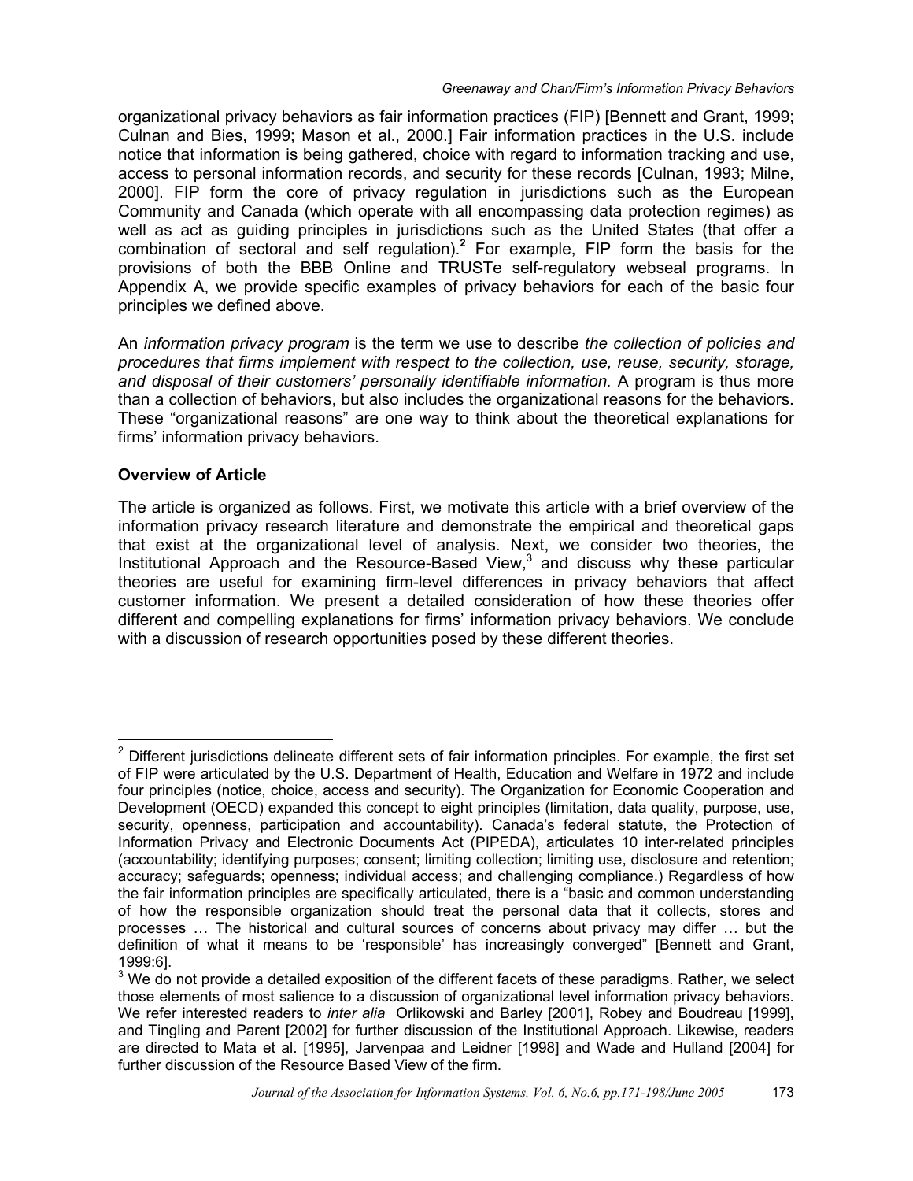organizational privacy behaviors as fair information practices (FIP) [Bennett and Grant, 1999; Culnan and Bies, 1999; Mason et al., 2000.] Fair information practices in the U.S. include notice that information is being gathered, choice with regard to information tracking and use, access to personal information records, and security for these records [Culnan, 1993; Milne, 2000]. FIP form the core of privacy regulation in jurisdictions such as the European Community and Canada (which operate with all encompassing data protection regimes) as well as act as guiding principles in jurisdictions such as the United States (that offer a combination of sectoral and self regulation).[2] For example, FIP form the basis for the provisions of both the BBB Online and TRUSTe self-regulatory webseal programs. In Appendix A, we provide specific examples of privacy behaviors for each of the basic four principles we defined above.

An *information privacy program* is the term we use to describe *the collection of policies and procedures that firms implement with respect to the collection, use, reuse, security, storage, and disposal of their customers' personally identifiable information.* A program is thus more than a collection of behaviors, but also includes the organizational reasons for the behaviors. These "organizational reasons" are one way to think about the theoretical explanations for firms' information privacy behaviors.

### Overview of Article

The article is organized as follows. First, we motivate this article with a brief overview of the information privacy research literature and demonstrate the empirical and theoretical gaps that exist at the organizational level of analysis. Next, we consider two theories, the Institutional Approach and the Resource-Based View,[3] and discuss why these particular theories are useful for examining firm-level differences in privacy behaviors that affect customer information. We present a detailed consideration of how these theories offer different and compelling explanations for firms' information privacy behaviors. We conclude with a discussion of research opportunities posed by these different theories.

---

[2] Different jurisdictions delineate different sets of fair information principles. For example, the first set of FIP were articulated by the U.S. Department of Health, Education and Welfare in 1972 and include four principles (notice, choice, access and security). The Organization for Economic Cooperation and Development (OECD) expanded this concept to eight principles (limitation, data quality, purpose, use, security, openness, participation and accountability). Canada's federal statute, the Protection of Information Privacy and Electronic Documents Act (PIPEDA), articulates 10 inter-related principles (accountability; identifying purposes; consent; limiting collection; limiting use, disclosure and retention; accuracy; safeguards; openness; individual access; and challenging compliance.) Regardless of how the fair information principles are specifically articulated, there is a "basic and common understanding of how the responsible organization should treat the personal data that it collects, stores and processes … The historical and cultural sources of concerns about privacy may differ … but the definition of what it means to be 'responsible' has increasingly converged" [Bennett and Grant, 1999:6].

[3] We do not provide a detailed exposition of the different facets of these paradigms. Rather, we select those elements of most salience to a discussion of organizational level information privacy behaviors. We refer interested readers to *inter alia* Orlikowski and Barley [2001], Robey and Boudreau [1999], and Tingling and Parent [2002] for further discussion of the Institutional Approach. Likewise, readers are directed to Mata et al. [1995], Jarvenpaa and Leidner [1998] and Wade and Hulland [2004] for further discussion of the Resource Based View of the firm.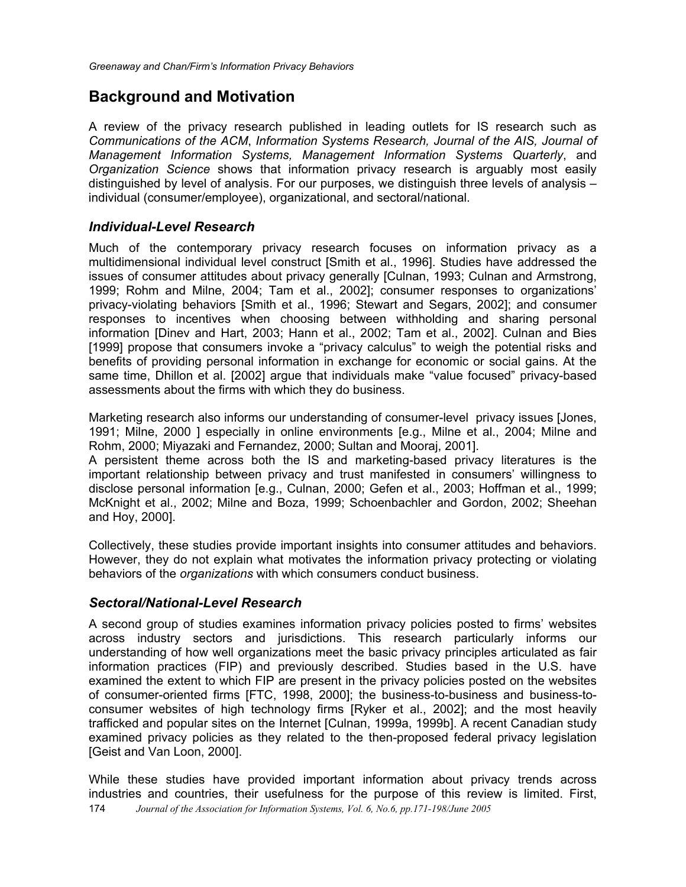## Background and Motivation

A review of the privacy research published in leading outlets for IS research such as *Communications of the ACM*, *Information Systems Research, Journal of the AIS, Journal of Management Information Systems, Management Information Systems Quarterly*, and *Organization Science* shows that information privacy research is arguably most easily distinguished by level of analysis. For our purposes, we distinguish three levels of analysis – individual (consumer/employee), organizational, and sectoral/national.

### *Individual-Level Research*

Much of the contemporary privacy research focuses on information privacy as a multidimensional individual level construct [Smith et al., 1996]. Studies have addressed the issues of consumer attitudes about privacy generally [Culnan, 1993; Culnan and Armstrong, 1999; Rohm and Milne, 2004; Tam et al., 2002]; consumer responses to organizations' privacy-violating behaviors [Smith et al., 1996; Stewart and Segars, 2002]; and consumer responses to incentives when choosing between withholding and sharing personal information [Dinev and Hart, 2003; Hann et al., 2002; Tam et al., 2002]. Culnan and Bies [1999] propose that consumers invoke a "privacy calculus" to weigh the potential risks and benefits of providing personal information in exchange for economic or social gains. At the same time, Dhillon et al. [2002] argue that individuals make "value focused" privacy-based assessments about the firms with which they do business.

Marketing research also informs our understanding of consumer-level privacy issues [Jones, 1991; Milne, 2000 ] especially in online environments [e.g., Milne et al., 2004; Milne and Rohm, 2000; Miyazaki and Fernandez, 2000; Sultan and Mooraj, 2001].

A persistent theme across both the IS and marketing-based privacy literatures is the important relationship between privacy and trust manifested in consumers' willingness to disclose personal information [e.g., Culnan, 2000; Gefen et al., 2003; Hoffman et al., 1999; McKnight et al., 2002; Milne and Boza, 1999; Schoenbachler and Gordon, 2002; Sheehan and Hoy, 2000].

Collectively, these studies provide important insights into consumer attitudes and behaviors. However, they do not explain what motivates the information privacy protecting or violating behaviors of the *organizations* with which consumers conduct business.

### *Sectoral/National-Level Research*

A second group of studies examines information privacy policies posted to firms' websites across industry sectors and jurisdictions. This research particularly informs our understanding of how well organizations meet the basic privacy principles articulated as fair information practices (FIP) and previously described. Studies based in the U.S. have examined the extent to which FIP are present in the privacy policies posted on the websites of consumer-oriented firms [FTC, 1998, 2000]; the business-to-business and business-to-consumer websites of high technology firms [Ryker et al., 2002]; and the most heavily trafficked and popular sites on the Internet [Culnan, 1999a, 1999b]. A recent Canadian study examined privacy policies as they related to the then-proposed federal privacy legislation [Geist and Van Loon, 2000].

While these studies have provided important information about privacy trends across industries and countries, their usefulness for the purpose of this review is limited. First,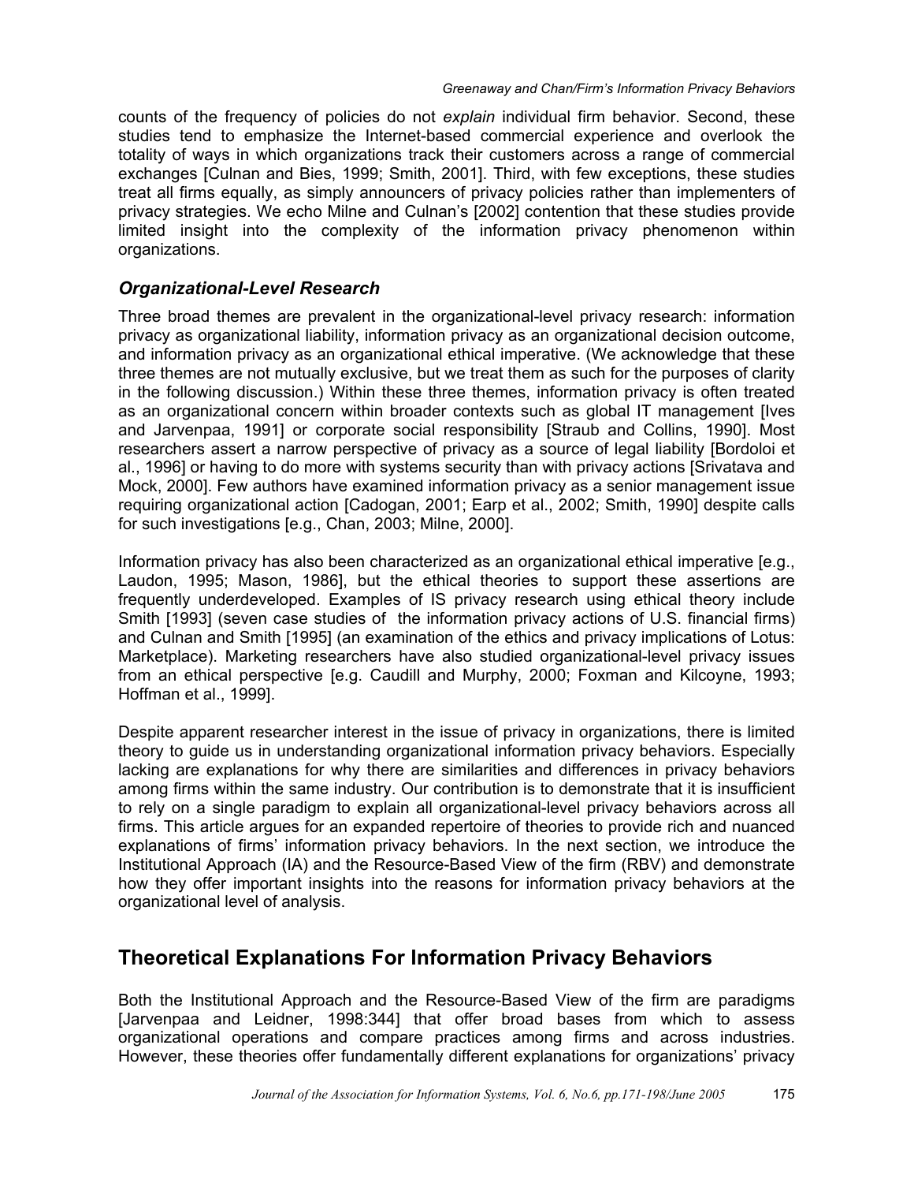counts of the frequency of policies do not *explain* individual firm behavior. Second, these studies tend to emphasize the Internet-based commercial experience and overlook the totality of ways in which organizations track their customers across a range of commercial exchanges [Culnan and Bies, 1999; Smith, 2001]. Third, with few exceptions, these studies treat all firms equally, as simply announcers of privacy policies rather than implementers of privacy strategies. We echo Milne and Culnan's [2002] contention that these studies provide limited insight into the complexity of the information privacy phenomenon within organizations.

### *Organizational-Level Research*

Three broad themes are prevalent in the organizational-level privacy research: information privacy as organizational liability, information privacy as an organizational decision outcome, and information privacy as an organizational ethical imperative. (We acknowledge that these three themes are not mutually exclusive, but we treat them as such for the purposes of clarity in the following discussion.) Within these three themes, information privacy is often treated as an organizational concern within broader contexts such as global IT management [Ives and Jarvenpaa, 1991] or corporate social responsibility [Straub and Collins, 1990]. Most researchers assert a narrow perspective of privacy as a source of legal liability [Bordoloi et al., 1996] or having to do more with systems security than with privacy actions [Srivatava and Mock, 2000]. Few authors have examined information privacy as a senior management issue requiring organizational action [Cadogan, 2001; Earp et al., 2002; Smith, 1990] despite calls for such investigations [e.g., Chan, 2003; Milne, 2000].

Information privacy has also been characterized as an organizational ethical imperative [e.g., Laudon, 1995; Mason, 1986], but the ethical theories to support these assertions are frequently underdeveloped. Examples of IS privacy research using ethical theory include Smith [1993] (seven case studies of the information privacy actions of U.S. financial firms) and Culnan and Smith [1995] (an examination of the ethics and privacy implications of Lotus: Marketplace). Marketing researchers have also studied organizational-level privacy issues from an ethical perspective [e.g. Caudill and Murphy, 2000; Foxman and Kilcoyne, 1993; Hoffman et al., 1999].

Despite apparent researcher interest in the issue of privacy in organizations, there is limited theory to guide us in understanding organizational information privacy behaviors. Especially lacking are explanations for why there are similarities and differences in privacy behaviors among firms within the same industry. Our contribution is to demonstrate that it is insufficient to rely on a single paradigm to explain all organizational-level privacy behaviors across all firms. This article argues for an expanded repertoire of theories to provide rich and nuanced explanations of firms' information privacy behaviors. In the next section, we introduce the Institutional Approach (IA) and the Resource-Based View of the firm (RBV) and demonstrate how they offer important insights into the reasons for information privacy behaviors at the organizational level of analysis.

## Theoretical Explanations For Information Privacy Behaviors

Both the Institutional Approach and the Resource-Based View of the firm are paradigms [Jarvenpaa and Leidner, 1998:344] that offer broad bases from which to assess organizational operations and compare practices among firms and across industries. However, these theories offer fundamentally different explanations for organizations' privacy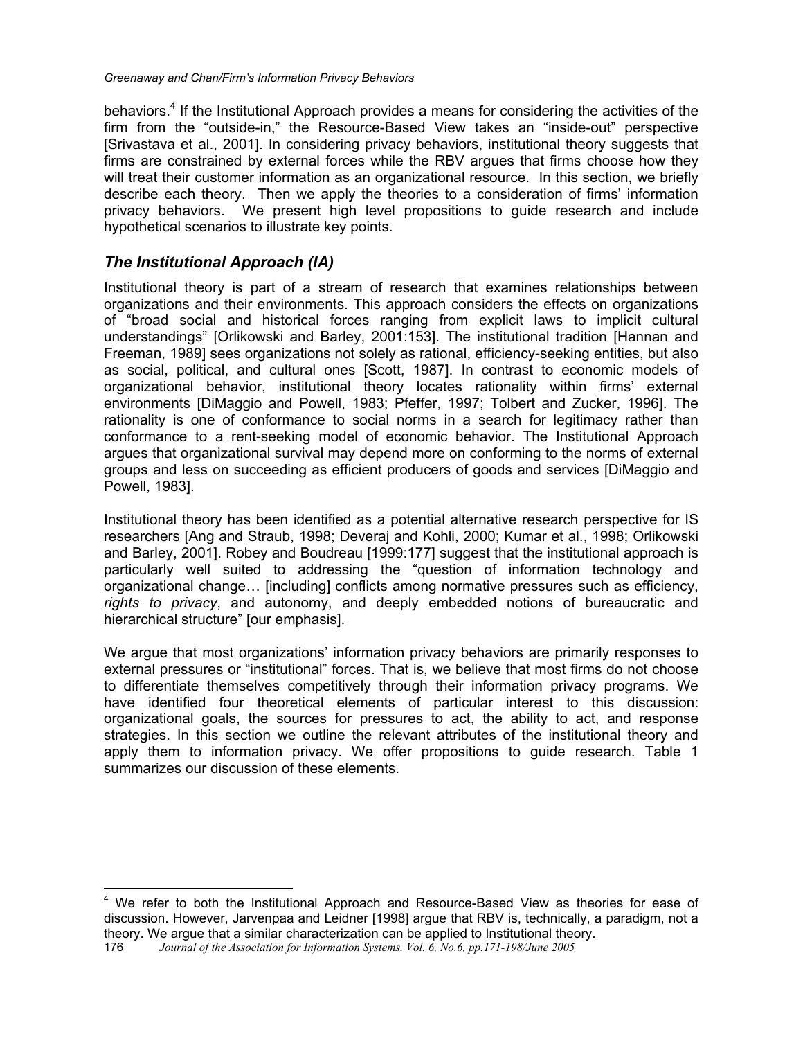behaviors.[4] If the Institutional Approach provides a means for considering the activities of the firm from the "outside-in," the Resource-Based View takes an "inside-out" perspective [Srivastava et al., 2001]. In considering privacy behaviors, institutional theory suggests that firms are constrained by external forces while the RBV argues that firms choose how they will treat their customer information as an organizational resource. In this section, we briefly describe each theory. Then we apply the theories to a consideration of firms' information privacy behaviors. We present high level propositions to guide research and include hypothetical scenarios to illustrate key points.

## *The Institutional Approach (IA)*

Institutional theory is part of a stream of research that examines relationships between organizations and their environments. This approach considers the effects on organizations of "broad social and historical forces ranging from explicit laws to implicit cultural understandings" [Orlikowski and Barley, 2001:153]. The institutional tradition [Hannan and Freeman, 1989] sees organizations not solely as rational, efficiency-seeking entities, but also as social, political, and cultural ones [Scott, 1987]. In contrast to economic models of organizational behavior, institutional theory locates rationality within firms' external environments [DiMaggio and Powell, 1983; Pfeffer, 1997; Tolbert and Zucker, 1996]. The rationality is one of conformance to social norms in a search for legitimacy rather than conformance to a rent-seeking model of economic behavior. The Institutional Approach argues that organizational survival may depend more on conforming to the norms of external groups and less on succeeding as efficient producers of goods and services [DiMaggio and Powell, 1983].

Institutional theory has been identified as a potential alternative research perspective for IS researchers [Ang and Straub, 1998; Deveraj and Kohli, 2000; Kumar et al., 1998; Orlikowski and Barley, 2001]. Robey and Boudreau [1999:177] suggest that the institutional approach is particularly well suited to addressing the "question of information technology and organizational change… [including] conflicts among normative pressures such as efficiency, *rights to privacy*, and autonomy, and deeply embedded notions of bureaucratic and hierarchical structure" [our emphasis].

We argue that most organizations' information privacy behaviors are primarily responses to external pressures or "institutional" forces. That is, we believe that most firms do not choose to differentiate themselves competitively through their information privacy programs. We have identified four theoretical elements of particular interest to this discussion: organizational goals, the sources for pressures to act, the ability to act, and response strategies. In this section we outline the relevant attributes of the institutional theory and apply them to information privacy. We offer propositions to guide research. Table 1 summarizes our discussion of these elements.

---

[4] We refer to both the Institutional Approach and Resource-Based View as theories for ease of discussion. However, Jarvenpaa and Leidner [1998] argue that RBV is, technically, a paradigm, not a theory. We argue that a similar characterization can be applied to Institutional theory.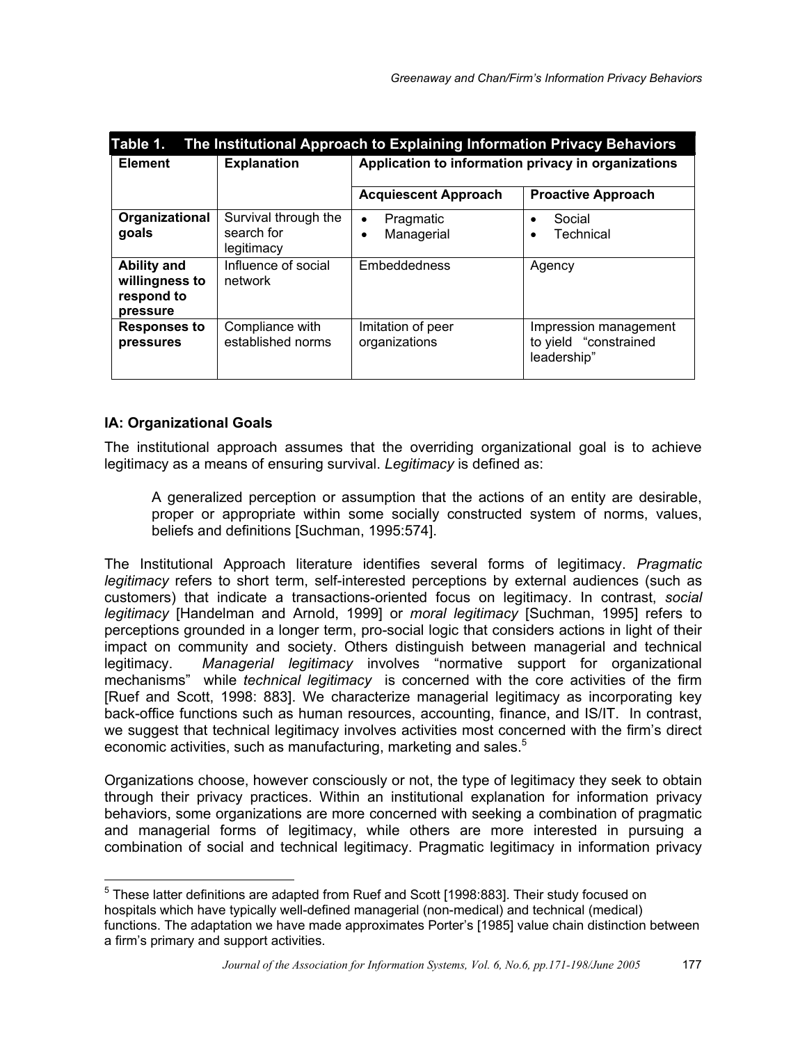**Table 1. The Institutional Approach to Explaining Information Privacy Behaviors**

| Element | Explanation | Application to information privacy in organizations | |
|---|---|---|---|
| | | **Acquiescent Approach** | **Proactive Approach** |
| **Organizational goals** | Survival through the search for legitimacy | • Pragmatic<br>• Managerial | • Social<br>• Technical |
| **Ability and willingness to respond to pressure** | Influence of social network | Embeddedness | Agency |
| **Responses to pressures** | Compliance with established norms | Imitation of peer organizations | Impression management to yield "constrained leadership" |

### IA: Organizational Goals

The institutional approach assumes that the overriding organizational goal is to achieve legitimacy as a means of ensuring survival. *Legitimacy* is defined as:

> A generalized perception or assumption that the actions of an entity are desirable, proper or appropriate within some socially constructed system of norms, values, beliefs and definitions [Suchman, 1995:574].

The Institutional Approach literature identifies several forms of legitimacy. *Pragmatic legitimacy* refers to short term, self-interested perceptions by external audiences (such as customers) that indicate a transactions-oriented focus on legitimacy. In contrast, *social legitimacy* [Handelman and Arnold, 1999] or *moral legitimacy* [Suchman, 1995] refers to perceptions grounded in a longer term, pro-social logic that considers actions in light of their impact on community and society. Others distinguish between managerial and technical legitimacy. *Managerial legitimacy* involves "normative support for organizational mechanisms" while *technical legitimacy* is concerned with the core activities of the firm [Ruef and Scott, 1998: 883]. We characterize managerial legitimacy as incorporating key back-office functions such as human resources, accounting, finance, and IS/IT. In contrast, we suggest that technical legitimacy involves activities most concerned with the firm's direct economic activities, such as manufacturing, marketing and sales.[5]

Organizations choose, however consciously or not, the type of legitimacy they seek to obtain through their privacy practices. Within an institutional explanation for information privacy behaviors, some organizations are more concerned with seeking a combination of pragmatic and managerial forms of legitimacy, while others are more interested in pursuing a combination of social and technical legitimacy. Pragmatic legitimacy in information privacy

---

[5] These latter definitions are adapted from Ruef and Scott [1998:883]. Their study focused on hospitals which have typically well-defined managerial (non-medical) and technical (medical) functions. The adaptation we have made approximates Porter's [1985] value chain distinction between a firm's primary and support activities.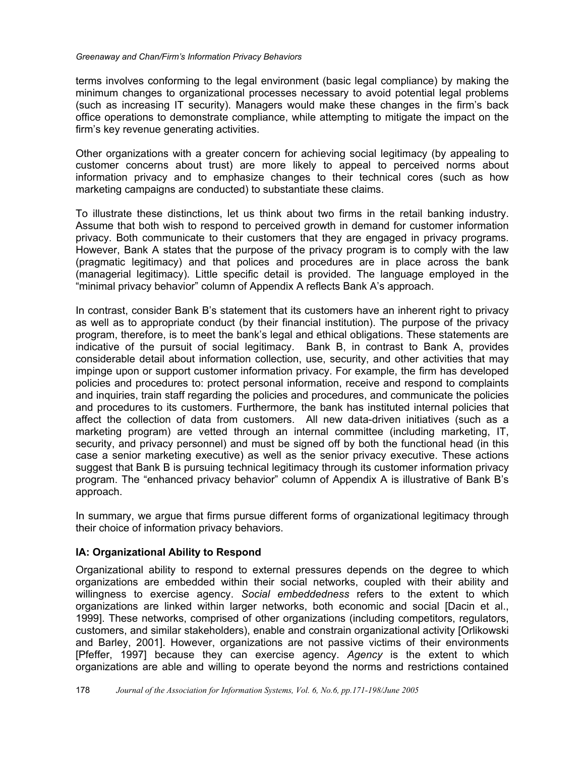terms involves conforming to the legal environment (basic legal compliance) by making the minimum changes to organizational processes necessary to avoid potential legal problems (such as increasing IT security). Managers would make these changes in the firm's back office operations to demonstrate compliance, while attempting to mitigate the impact on the firm's key revenue generating activities.

Other organizations with a greater concern for achieving social legitimacy (by appealing to customer concerns about trust) are more likely to appeal to perceived norms about information privacy and to emphasize changes to their technical cores (such as how marketing campaigns are conducted) to substantiate these claims.

To illustrate these distinctions, let us think about two firms in the retail banking industry. Assume that both wish to respond to perceived growth in demand for customer information privacy. Both communicate to their customers that they are engaged in privacy programs. However, Bank A states that the purpose of the privacy program is to comply with the law (pragmatic legitimacy) and that polices and procedures are in place across the bank (managerial legitimacy). Little specific detail is provided. The language employed in the "minimal privacy behavior" column of Appendix A reflects Bank A's approach.

In contrast, consider Bank B's statement that its customers have an inherent right to privacy as well as to appropriate conduct (by their financial institution). The purpose of the privacy program, therefore, is to meet the bank's legal and ethical obligations. These statements are indicative of the pursuit of social legitimacy. Bank B, in contrast to Bank A, provides considerable detail about information collection, use, security, and other activities that may impinge upon or support customer information privacy. For example, the firm has developed policies and procedures to: protect personal information, receive and respond to complaints and inquiries, train staff regarding the policies and procedures, and communicate the policies and procedures to its customers. Furthermore, the bank has instituted internal policies that affect the collection of data from customers. All new data-driven initiatives (such as a marketing program) are vetted through an internal committee (including marketing, IT, security, and privacy personnel) and must be signed off by both the functional head (in this case a senior marketing executive) as well as the senior privacy executive. These actions suggest that Bank B is pursuing technical legitimacy through its customer information privacy program. The "enhanced privacy behavior" column of Appendix A is illustrative of Bank B's approach.

In summary, we argue that firms pursue different forms of organizational legitimacy through their choice of information privacy behaviors.

### IA: Organizational Ability to Respond

Organizational ability to respond to external pressures depends on the degree to which organizations are embedded within their social networks, coupled with their ability and willingness to exercise agency. *Social embeddedness* refers to the extent to which organizations are linked within larger networks, both economic and social [Dacin et al., 1999]. These networks, comprised of other organizations (including competitors, regulators, customers, and similar stakeholders), enable and constrain organizational activity [Orlikowski and Barley, 2001]. However, organizations are not passive victims of their environments [Pfeffer, 1997] because they can exercise agency. *Agency* is the extent to which organizations are able and willing to operate beyond the norms and restrictions contained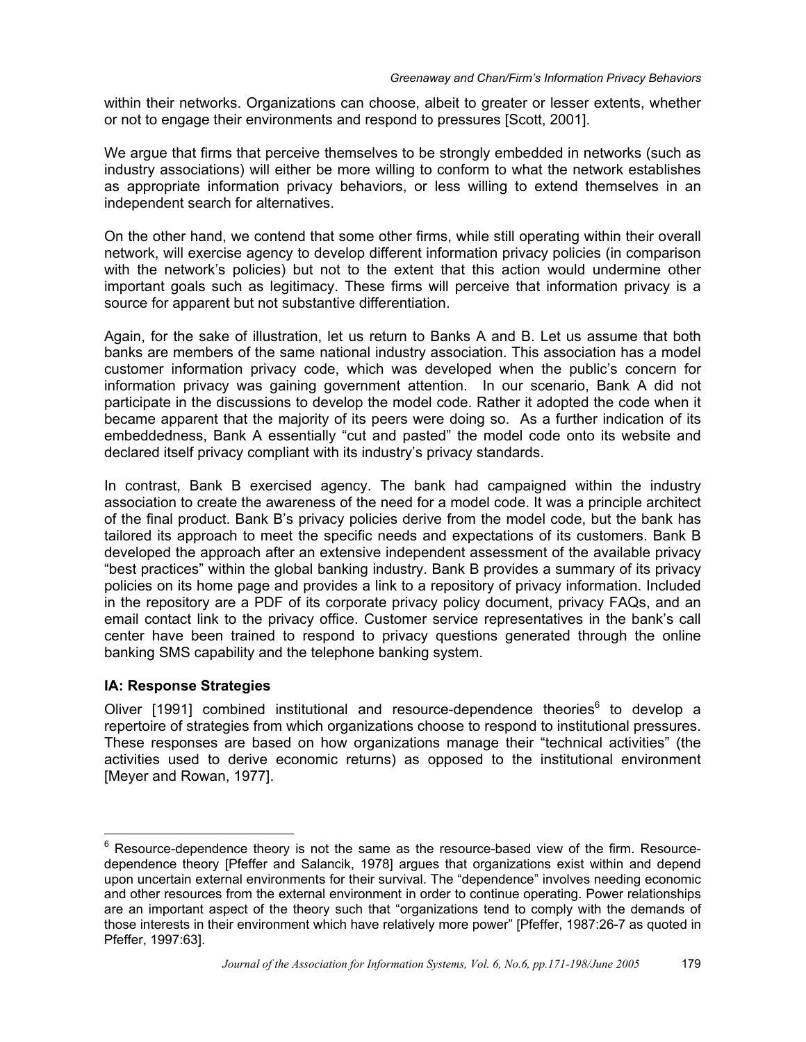within their networks. Organizations can choose, albeit to greater or lesser extents, whether or not to engage their environments and respond to pressures [Scott, 2001].

We argue that firms that perceive themselves to be strongly embedded in networks (such as industry associations) will either be more willing to conform to what the network establishes as appropriate information privacy behaviors, or less willing to extend themselves in an independent search for alternatives.

On the other hand, we contend that some other firms, while still operating within their overall network, will exercise agency to develop different information privacy policies (in comparison with the network's policies) but not to the extent that this action would undermine other important goals such as legitimacy. These firms will perceive that information privacy is a source for apparent but not substantive differentiation.

Again, for the sake of illustration, let us return to Banks A and B. Let us assume that both banks are members of the same national industry association. This association has a model customer information privacy code, which was developed when the public's concern for information privacy was gaining government attention. In our scenario, Bank A did not participate in the discussions to develop the model code. Rather it adopted the code when it became apparent that the majority of its peers were doing so. As a further indication of its embeddedness, Bank A essentially "cut and pasted" the model code onto its website and declared itself privacy compliant with its industry's privacy standards.

In contrast, Bank B exercised agency. The bank had campaigned within the industry association to create the awareness of the need for a model code. It was a principle architect of the final product. Bank B's privacy policies derive from the model code, but the bank has tailored its approach to meet the specific needs and expectations of its customers. Bank B developed the approach after an extensive independent assessment of the available privacy "best practices" within the global banking industry. Bank B provides a summary of its privacy policies on its home page and provides a link to a repository of privacy information. Included in the repository are a PDF of its corporate privacy policy document, privacy FAQs, and an email contact link to the privacy office. Customer service representatives in the bank's call center have been trained to respond to privacy questions generated through the online banking SMS capability and the telephone banking system.

### IA: Response Strategies

Oliver [1991] combined institutional and resource-dependence theories[6] to develop a repertoire of strategies from which organizations choose to respond to institutional pressures. These responses are based on how organizations manage their "technical activities" (the activities used to derive economic returns) as opposed to the institutional environment [Meyer and Rowan, 1977].

[6] Resource-dependence theory is not the same as the resource-based view of the firm. Resource-dependence theory [Pfeffer and Salancik, 1978] argues that organizations exist within and depend upon uncertain external environments for their survival. The "dependence" involves needing economic and other resources from the external environment in order to continue operating. Power relationships are an important aspect of the theory such that "organizations tend to comply with the demands of those interests in their environment which have relatively more power" [Pfeffer, 1987:26-7 as quoted in Pfeffer, 1997:63].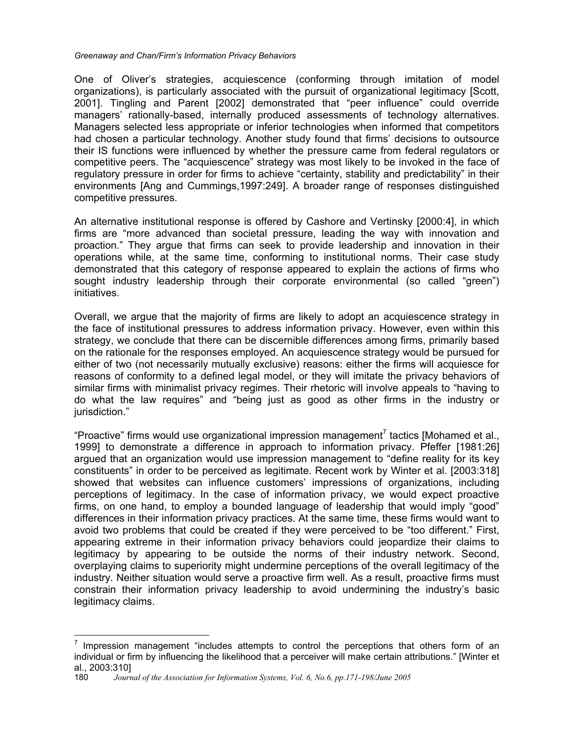One of Oliver's strategies, acquiescence (conforming through imitation of model organizations), is particularly associated with the pursuit of organizational legitimacy [Scott, 2001]. Tingling and Parent [2002] demonstrated that "peer influence" could override managers' rationally-based, internally produced assessments of technology alternatives. Managers selected less appropriate or inferior technologies when informed that competitors had chosen a particular technology. Another study found that firms' decisions to outsource their IS functions were influenced by whether the pressure came from federal regulators or competitive peers. The "acquiescence" strategy was most likely to be invoked in the face of regulatory pressure in order for firms to achieve "certainty, stability and predictability" in their environments [Ang and Cummings,1997:249]. A broader range of responses distinguished competitive pressures.

An alternative institutional response is offered by Cashore and Vertinsky [2000:4], in which firms are "more advanced than societal pressure, leading the way with innovation and proaction." They argue that firms can seek to provide leadership and innovation in their operations while, at the same time, conforming to institutional norms. Their case study demonstrated that this category of response appeared to explain the actions of firms who sought industry leadership through their corporate environmental (so called "green") initiatives.

Overall, we argue that the majority of firms are likely to adopt an acquiescence strategy in the face of institutional pressures to address information privacy. However, even within this strategy, we conclude that there can be discernible differences among firms, primarily based on the rationale for the responses employed. An acquiescence strategy would be pursued for either of two (not necessarily mutually exclusive) reasons: either the firms will acquiesce for reasons of conformity to a defined legal model, or they will imitate the privacy behaviors of similar firms with minimalist privacy regimes. Their rhetoric will involve appeals to "having to do what the law requires" and "being just as good as other firms in the industry or jurisdiction."

"Proactive" firms would use organizational impression management[7] tactics [Mohamed et al., 1999] to demonstrate a difference in approach to information privacy. Pfeffer [1981:26] argued that an organization would use impression management to "define reality for its key constituents" in order to be perceived as legitimate. Recent work by Winter et al. [2003:318] showed that websites can influence customers' impressions of organizations, including perceptions of legitimacy. In the case of information privacy, we would expect proactive firms, on one hand, to employ a bounded language of leadership that would imply "good" differences in their information privacy practices. At the same time, these firms would want to avoid two problems that could be created if they were perceived to be "too different." First, appearing extreme in their information privacy behaviors could jeopardize their claims to legitimacy by appearing to be outside the norms of their industry network. Second, overplaying claims to superiority might undermine perceptions of the overall legitimacy of the industry. Neither situation would serve a proactive firm well. As a result, proactive firms must constrain their information privacy leadership to avoid undermining the industry's basic legitimacy claims.

---

[7] Impression management "includes attempts to control the perceptions that others form of an individual or firm by influencing the likelihood that a perceiver will make certain attributions." [Winter et al., 2003:310]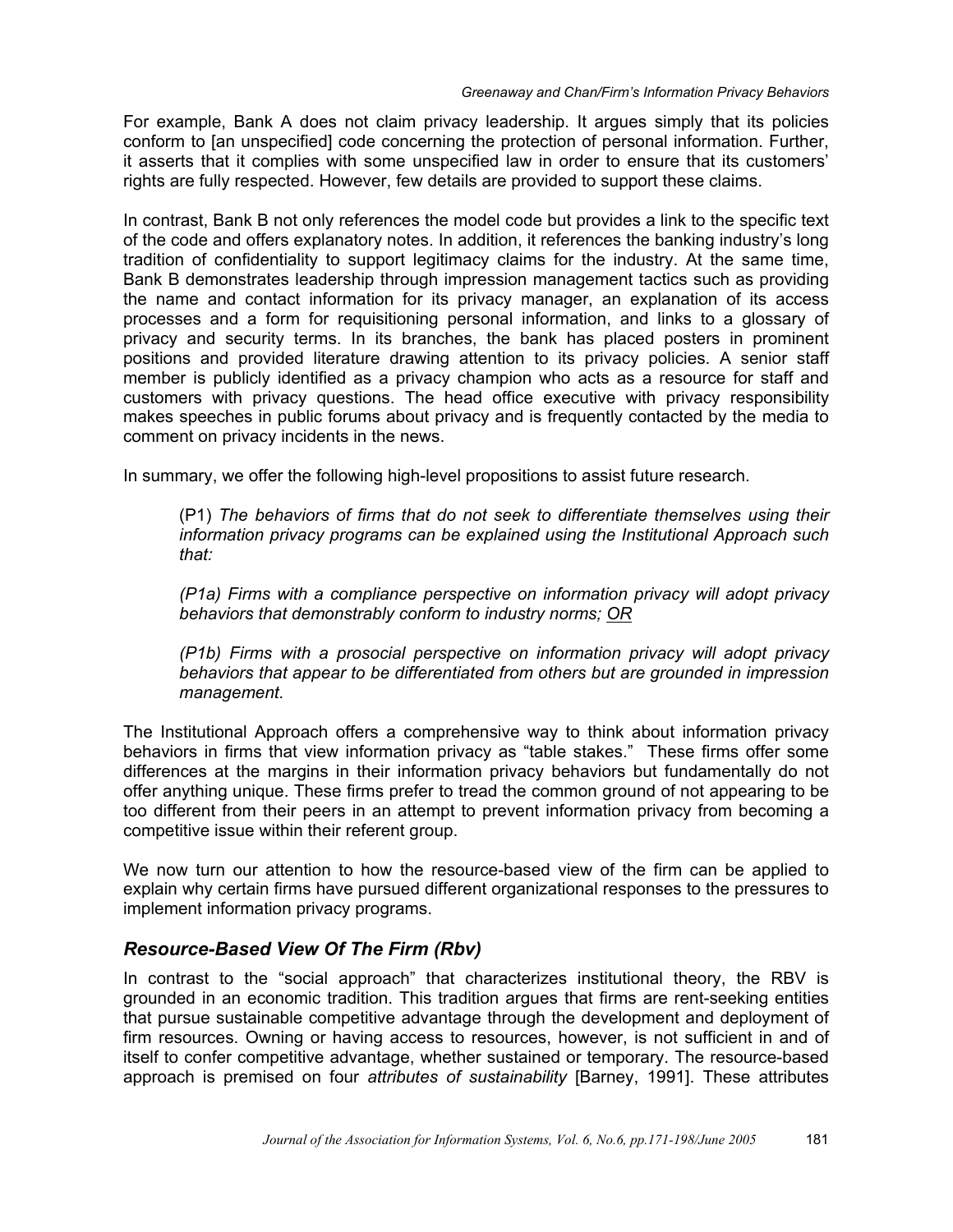For example, Bank A does not claim privacy leadership. It argues simply that its policies conform to [an unspecified] code concerning the protection of personal information. Further, it asserts that it complies with some unspecified law in order to ensure that its customers' rights are fully respected. However, few details are provided to support these claims.

In contrast, Bank B not only references the model code but provides a link to the specific text of the code and offers explanatory notes. In addition, it references the banking industry's long tradition of confidentiality to support legitimacy claims for the industry. At the same time, Bank B demonstrates leadership through impression management tactics such as providing the name and contact information for its privacy manager, an explanation of its access processes and a form for requisitioning personal information, and links to a glossary of privacy and security terms. In its branches, the bank has placed posters in prominent positions and provided literature drawing attention to its privacy policies. A senior staff member is publicly identified as a privacy champion who acts as a resource for staff and customers with privacy questions. The head office executive with privacy responsibility makes speeches in public forums about privacy and is frequently contacted by the media to comment on privacy incidents in the news.

In summary, we offer the following high-level propositions to assist future research.

> (P1) *The behaviors of firms that do not seek to differentiate themselves using their information privacy programs can be explained using the Institutional Approach such that:*
>
> *(P1a) Firms with a compliance perspective on information privacy will adopt privacy behaviors that demonstrably conform to industry norms;* <u>*OR*</u>
>
> *(P1b) Firms with a prosocial perspective on information privacy will adopt privacy behaviors that appear to be differentiated from others but are grounded in impression management.*

The Institutional Approach offers a comprehensive way to think about information privacy behaviors in firms that view information privacy as "table stakes." These firms offer some differences at the margins in their information privacy behaviors but fundamentally do not offer anything unique. These firms prefer to tread the common ground of not appearing to be too different from their peers in an attempt to prevent information privacy from becoming a competitive issue within their referent group.

We now turn our attention to how the resource-based view of the firm can be applied to explain why certain firms have pursued different organizational responses to the pressures to implement information privacy programs.

## *Resource-Based View Of The Firm (Rbv)*

In contrast to the "social approach" that characterizes institutional theory, the RBV is grounded in an economic tradition. This tradition argues that firms are rent-seeking entities that pursue sustainable competitive advantage through the development and deployment of firm resources. Owning or having access to resources, however, is not sufficient in and of itself to confer competitive advantage, whether sustained or temporary. The resource-based approach is premised on four *attributes of sustainability* [Barney, 1991]. These attributes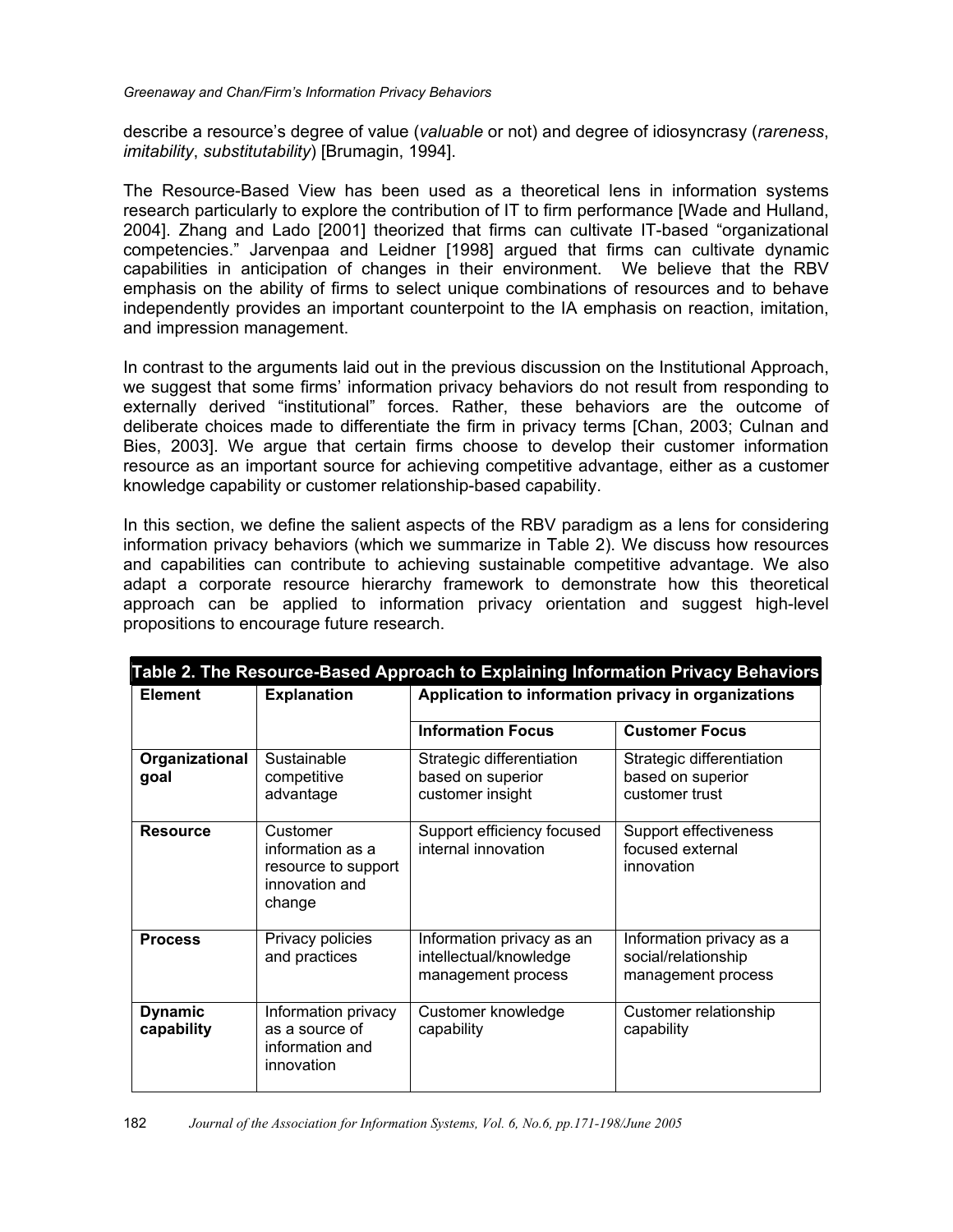describe a resource's degree of value (*valuable* or not) and degree of idiosyncrasy (*rareness*, *imitability*, *substitutability*) [Brumagin, 1994].

The Resource-Based View has been used as a theoretical lens in information systems research particularly to explore the contribution of IT to firm performance [Wade and Hulland, 2004]. Zhang and Lado [2001] theorized that firms can cultivate IT-based "organizational competencies." Jarvenpaa and Leidner [1998] argued that firms can cultivate dynamic capabilities in anticipation of changes in their environment. We believe that the RBV emphasis on the ability of firms to select unique combinations of resources and to behave independently provides an important counterpoint to the IA emphasis on reaction, imitation, and impression management.

In contrast to the arguments laid out in the previous discussion on the Institutional Approach, we suggest that some firms' information privacy behaviors do not result from responding to externally derived "institutional" forces. Rather, these behaviors are the outcome of deliberate choices made to differentiate the firm in privacy terms [Chan, 2003; Culnan and Bies, 2003]. We argue that certain firms choose to develop their customer information resource as an important source for achieving competitive advantage, either as a customer knowledge capability or customer relationship-based capability.

In this section, we define the salient aspects of the RBV paradigm as a lens for considering information privacy behaviors (which we summarize in Table 2). We discuss how resources and capabilities can contribute to achieving sustainable competitive advantage. We also adapt a corporate resource hierarchy framework to demonstrate how this theoretical approach can be applied to information privacy orientation and suggest high-level propositions to encourage future research.

**Table 2. The Resource-Based Approach to Explaining Information Privacy Behaviors**

| Element | Explanation | Application to information privacy in organizations | |
|---|---|---|---|
| | | **Information Focus** | **Customer Focus** |
| **Organizational goal** | Sustainable competitive advantage | Strategic differentiation based on superior customer insight | Strategic differentiation based on superior customer trust |
| **Resource** | Customer information as a resource to support innovation and change | Support efficiency focused internal innovation | Support effectiveness focused external innovation |
| **Process** | Privacy policies and practices | Information privacy as an intellectual/knowledge management process | Information privacy as a social/relationship management process |
| **Dynamic capability** | Information privacy as a source of information and innovation | Customer knowledge capability | Customer relationship capability |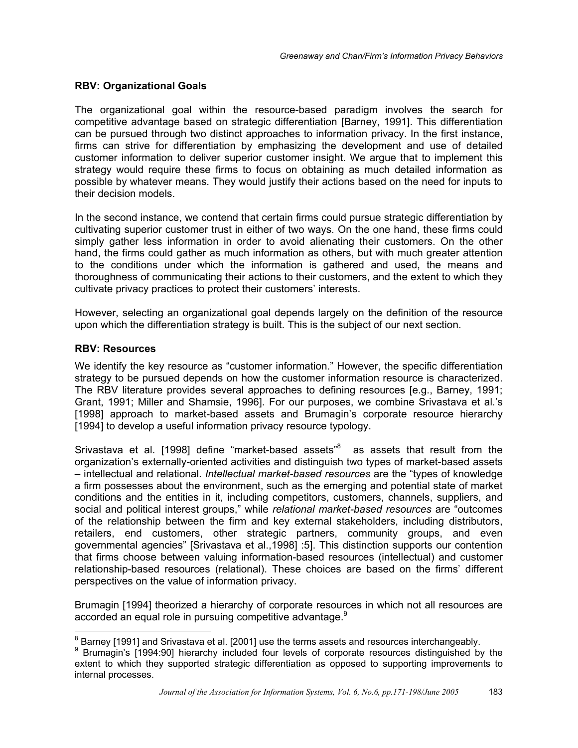### RBV: Organizational Goals

The organizational goal within the resource-based paradigm involves the search for competitive advantage based on strategic differentiation [Barney, 1991]. This differentiation can be pursued through two distinct approaches to information privacy. In the first instance, firms can strive for differentiation by emphasizing the development and use of detailed customer information to deliver superior customer insight. We argue that to implement this strategy would require these firms to focus on obtaining as much detailed information as possible by whatever means. They would justify their actions based on the need for inputs to their decision models.

In the second instance, we contend that certain firms could pursue strategic differentiation by cultivating superior customer trust in either of two ways. On the one hand, these firms could simply gather less information in order to avoid alienating their customers. On the other hand, the firms could gather as much information as others, but with much greater attention to the conditions under which the information is gathered and used, the means and thoroughness of communicating their actions to their customers, and the extent to which they cultivate privacy practices to protect their customers' interests.

However, selecting an organizational goal depends largely on the definition of the resource upon which the differentiation strategy is built. This is the subject of our next section.

### RBV: Resources

We identify the key resource as "customer information." However, the specific differentiation strategy to be pursued depends on how the customer information resource is characterized. The RBV literature provides several approaches to defining resources [e.g., Barney, 1991; Grant, 1991; Miller and Shamsie, 1996]. For our purposes, we combine Srivastava et al.'s [1998] approach to market-based assets and Brumagin's corporate resource hierarchy [1994] to develop a useful information privacy resource typology.

Srivastava et al. [1998] define "market-based assets"[8] as assets that result from the organization's externally-oriented activities and distinguish two types of market-based assets – intellectual and relational. *Intellectual market-based resources* are the "types of knowledge a firm possesses about the environment, such as the emerging and potential state of market conditions and the entities in it, including competitors, customers, channels, suppliers, and social and political interest groups," while *relational market-based resources* are "outcomes of the relationship between the firm and key external stakeholders, including distributors, retailers, end customers, other strategic partners, community groups, and even governmental agencies" [Srivastava et al.,1998] :5]. This distinction supports our contention that firms choose between valuing information-based resources (intellectual) and customer relationship-based resources (relational). These choices are based on the firms' different perspectives on the value of information privacy.

Brumagin [1994] theorized a hierarchy of corporate resources in which not all resources are accorded an equal role in pursuing competitive advantage.[9]

[8] Barney [1991] and Srivastava et al. [2001] use the terms assets and resources interchangeably.

[9] Brumagin's [1994:90] hierarchy included four levels of corporate resources distinguished by the extent to which they supported strategic differentiation as opposed to supporting improvements to internal processes.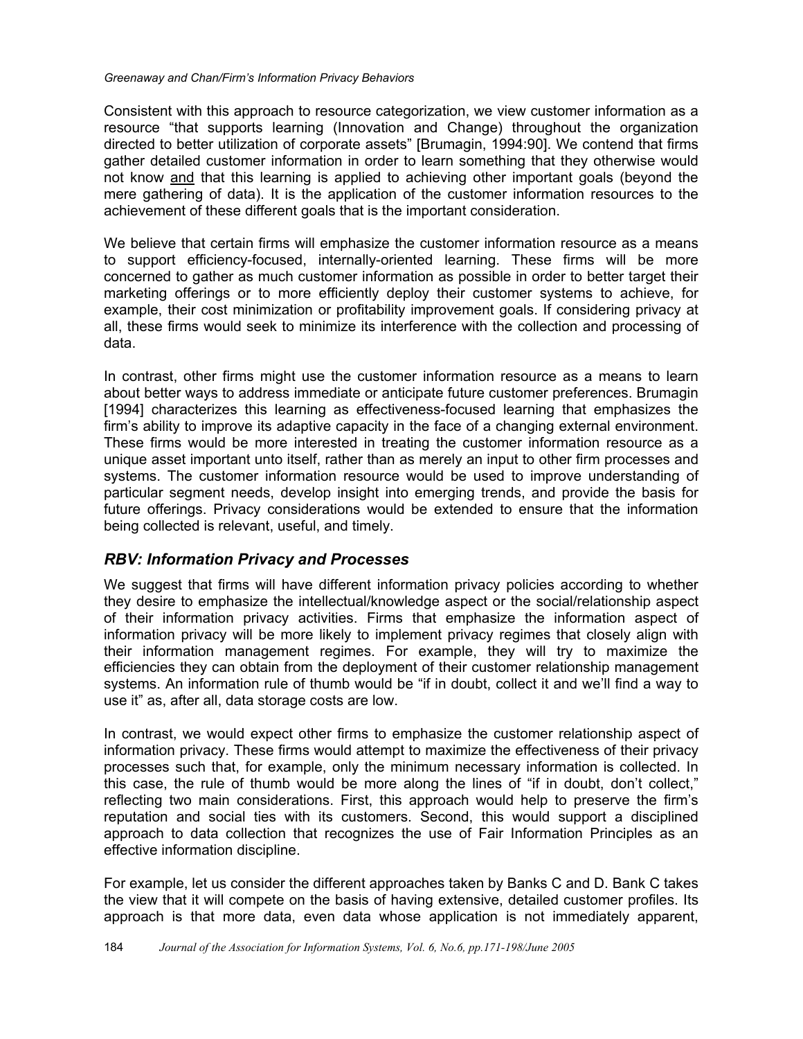Consistent with this approach to resource categorization, we view customer information as a resource "that supports learning (Innovation and Change) throughout the organization directed to better utilization of corporate assets" [Brumagin, 1994:90]. We contend that firms gather detailed customer information in order to learn something that they otherwise would not know and that this learning is applied to achieving other important goals (beyond the mere gathering of data). It is the application of the customer information resources to the achievement of these different goals that is the important consideration.

We believe that certain firms will emphasize the customer information resource as a means to support efficiency-focused, internally-oriented learning. These firms will be more concerned to gather as much customer information as possible in order to better target their marketing offerings or to more efficiently deploy their customer systems to achieve, for example, their cost minimization or profitability improvement goals. If considering privacy at all, these firms would seek to minimize its interference with the collection and processing of data.

In contrast, other firms might use the customer information resource as a means to learn about better ways to address immediate or anticipate future customer preferences. Brumagin [1994] characterizes this learning as effectiveness-focused learning that emphasizes the firm's ability to improve its adaptive capacity in the face of a changing external environment. These firms would be more interested in treating the customer information resource as a unique asset important unto itself, rather than as merely an input to other firm processes and systems. The customer information resource would be used to improve understanding of particular segment needs, develop insight into emerging trends, and provide the basis for future offerings. Privacy considerations would be extended to ensure that the information being collected is relevant, useful, and timely.

## *RBV: Information Privacy and Processes*

We suggest that firms will have different information privacy policies according to whether they desire to emphasize the intellectual/knowledge aspect or the social/relationship aspect of their information privacy activities. Firms that emphasize the information aspect of information privacy will be more likely to implement privacy regimes that closely align with their information management regimes. For example, they will try to maximize the efficiencies they can obtain from the deployment of their customer relationship management systems. An information rule of thumb would be "if in doubt, collect it and we'll find a way to use it" as, after all, data storage costs are low.

In contrast, we would expect other firms to emphasize the customer relationship aspect of information privacy. These firms would attempt to maximize the effectiveness of their privacy processes such that, for example, only the minimum necessary information is collected. In this case, the rule of thumb would be more along the lines of "if in doubt, don't collect," reflecting two main considerations. First, this approach would help to preserve the firm's reputation and social ties with its customers. Second, this would support a disciplined approach to data collection that recognizes the use of Fair Information Principles as an effective information discipline.

For example, let us consider the different approaches taken by Banks C and D. Bank C takes the view that it will compete on the basis of having extensive, detailed customer profiles. Its approach is that more data, even data whose application is not immediately apparent,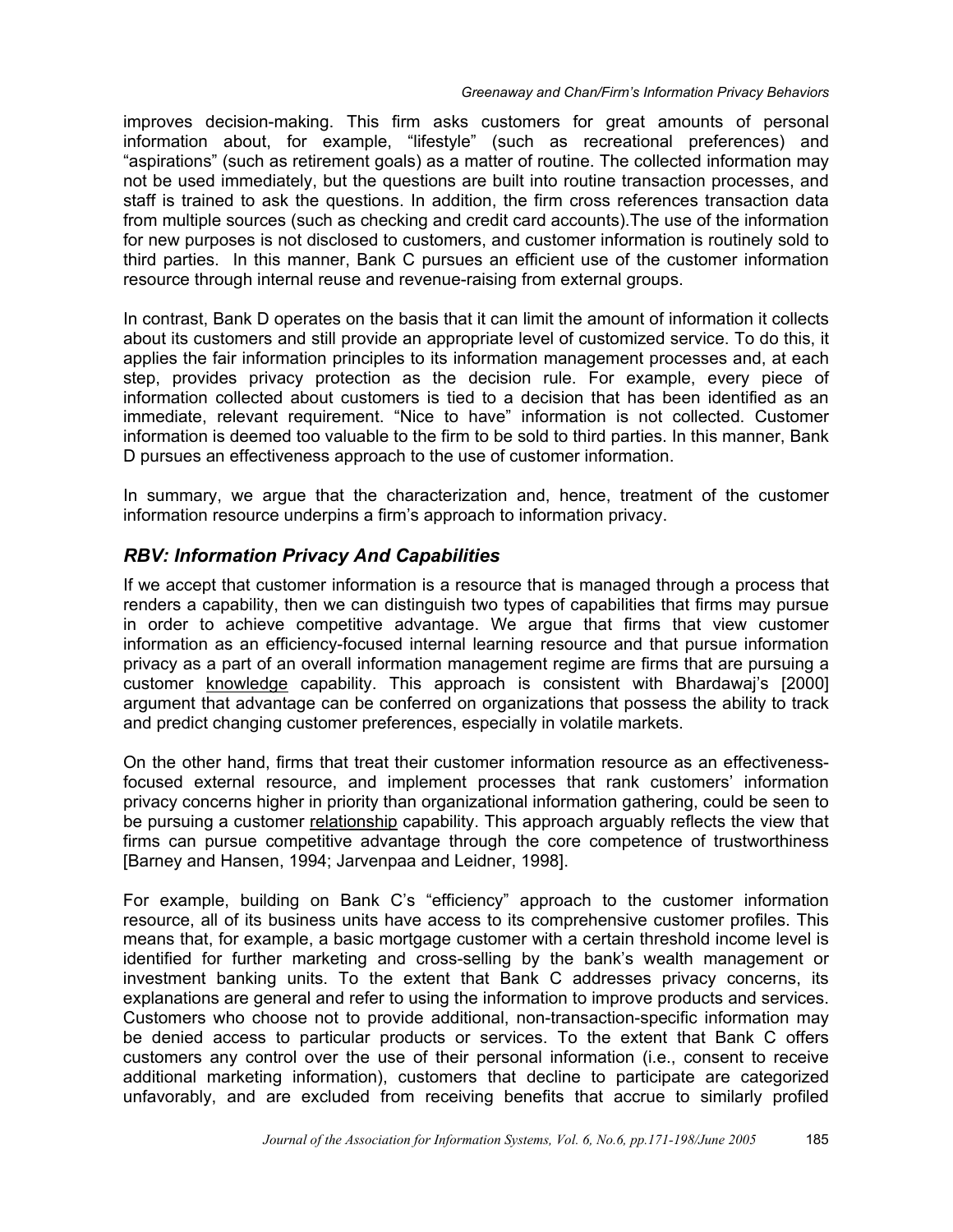improves decision-making. This firm asks customers for great amounts of personal information about, for example, "lifestyle" (such as recreational preferences) and "aspirations" (such as retirement goals) as a matter of routine. The collected information may not be used immediately, but the questions are built into routine transaction processes, and staff is trained to ask the questions. In addition, the firm cross references transaction data from multiple sources (such as checking and credit card accounts).The use of the information for new purposes is not disclosed to customers, and customer information is routinely sold to third parties. In this manner, Bank C pursues an efficient use of the customer information resource through internal reuse and revenue-raising from external groups.

In contrast, Bank D operates on the basis that it can limit the amount of information it collects about its customers and still provide an appropriate level of customized service. To do this, it applies the fair information principles to its information management processes and, at each step, provides privacy protection as the decision rule. For example, every piece of information collected about customers is tied to a decision that has been identified as an immediate, relevant requirement. "Nice to have" information is not collected. Customer information is deemed too valuable to the firm to be sold to third parties. In this manner, Bank D pursues an effectiveness approach to the use of customer information.

In summary, we argue that the characterization and, hence, treatment of the customer information resource underpins a firm's approach to information privacy.

## *RBV: Information Privacy And Capabilities*

If we accept that customer information is a resource that is managed through a process that renders a capability, then we can distinguish two types of capabilities that firms may pursue in order to achieve competitive advantage. We argue that firms that view customer information as an efficiency-focused internal learning resource and that pursue information privacy as a part of an overall information management regime are firms that are pursuing a customer <u>knowledge</u> capability. This approach is consistent with Bhardawaj's [2000] argument that advantage can be conferred on organizations that possess the ability to track and predict changing customer preferences, especially in volatile markets.

On the other hand, firms that treat their customer information resource as an effectiveness-focused external resource, and implement processes that rank customers' information privacy concerns higher in priority than organizational information gathering, could be seen to be pursuing a customer <u>relationship</u> capability. This approach arguably reflects the view that firms can pursue competitive advantage through the core competence of trustworthiness [Barney and Hansen, 1994; Jarvenpaa and Leidner, 1998].

For example, building on Bank C's "efficiency" approach to the customer information resource, all of its business units have access to its comprehensive customer profiles. This means that, for example, a basic mortgage customer with a certain threshold income level is identified for further marketing and cross-selling by the bank's wealth management or investment banking units. To the extent that Bank C addresses privacy concerns, its explanations are general and refer to using the information to improve products and services. Customers who choose not to provide additional, non-transaction-specific information may be denied access to particular products or services. To the extent that Bank C offers customers any control over the use of their personal information (i.e., consent to receive additional marketing information), customers that decline to participate are categorized unfavorably, and are excluded from receiving benefits that accrue to similarly profiled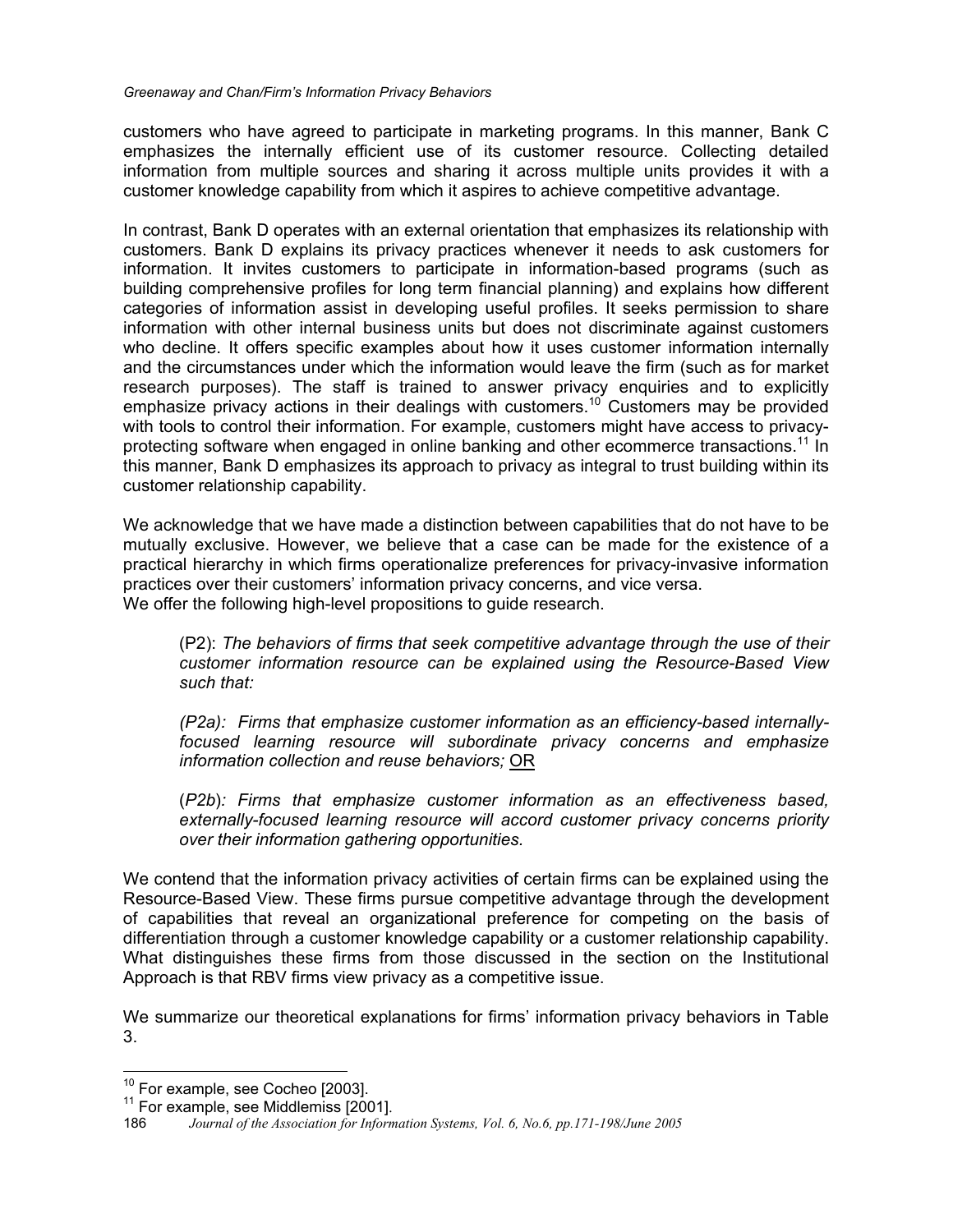customers who have agreed to participate in marketing programs. In this manner, Bank C emphasizes the internally efficient use of its customer resource. Collecting detailed information from multiple sources and sharing it across multiple units provides it with a customer knowledge capability from which it aspires to achieve competitive advantage.

In contrast, Bank D operates with an external orientation that emphasizes its relationship with customers. Bank D explains its privacy practices whenever it needs to ask customers for information. It invites customers to participate in information-based programs (such as building comprehensive profiles for long term financial planning) and explains how different categories of information assist in developing useful profiles. It seeks permission to share information with other internal business units but does not discriminate against customers who decline. It offers specific examples about how it uses customer information internally and the circumstances under which the information would leave the firm (such as for market research purposes). The staff is trained to answer privacy enquiries and to explicitly emphasize privacy actions in their dealings with customers.[10] Customers may be provided with tools to control their information. For example, customers might have access to privacy-protecting software when engaged in online banking and other ecommerce transactions.[11] In this manner, Bank D emphasizes its approach to privacy as integral to trust building within its customer relationship capability.

We acknowledge that we have made a distinction between capabilities that do not have to be mutually exclusive. However, we believe that a case can be made for the existence of a practical hierarchy in which firms operationalize preferences for privacy-invasive information practices over their customers' information privacy concerns, and vice versa.
We offer the following high-level propositions to guide research.

> (P2): *The behaviors of firms that seek competitive advantage through the use of their customer information resource can be explained using the Resource-Based View such that:*
>
> *(P2a): Firms that emphasize customer information as an efficiency-based internally-focused learning resource will subordinate privacy concerns and emphasize information collection and reuse behaviors;* <u>OR</u>
>
> (*P2b*)*: Firms that emphasize customer information as an effectiveness based, externally-focused learning resource will accord customer privacy concerns priority over their information gathering opportunities.*

We contend that the information privacy activities of certain firms can be explained using the Resource-Based View. These firms pursue competitive advantage through the development of capabilities that reveal an organizational preference for competing on the basis of differentiation through a customer knowledge capability or a customer relationship capability. What distinguishes these firms from those discussed in the section on the Institutional Approach is that RBV firms view privacy as a competitive issue.

We summarize our theoretical explanations for firms' information privacy behaviors in Table 3.

---

[10] For example, see Cocheo [2003].

[11] For example, see Middlemiss [2001].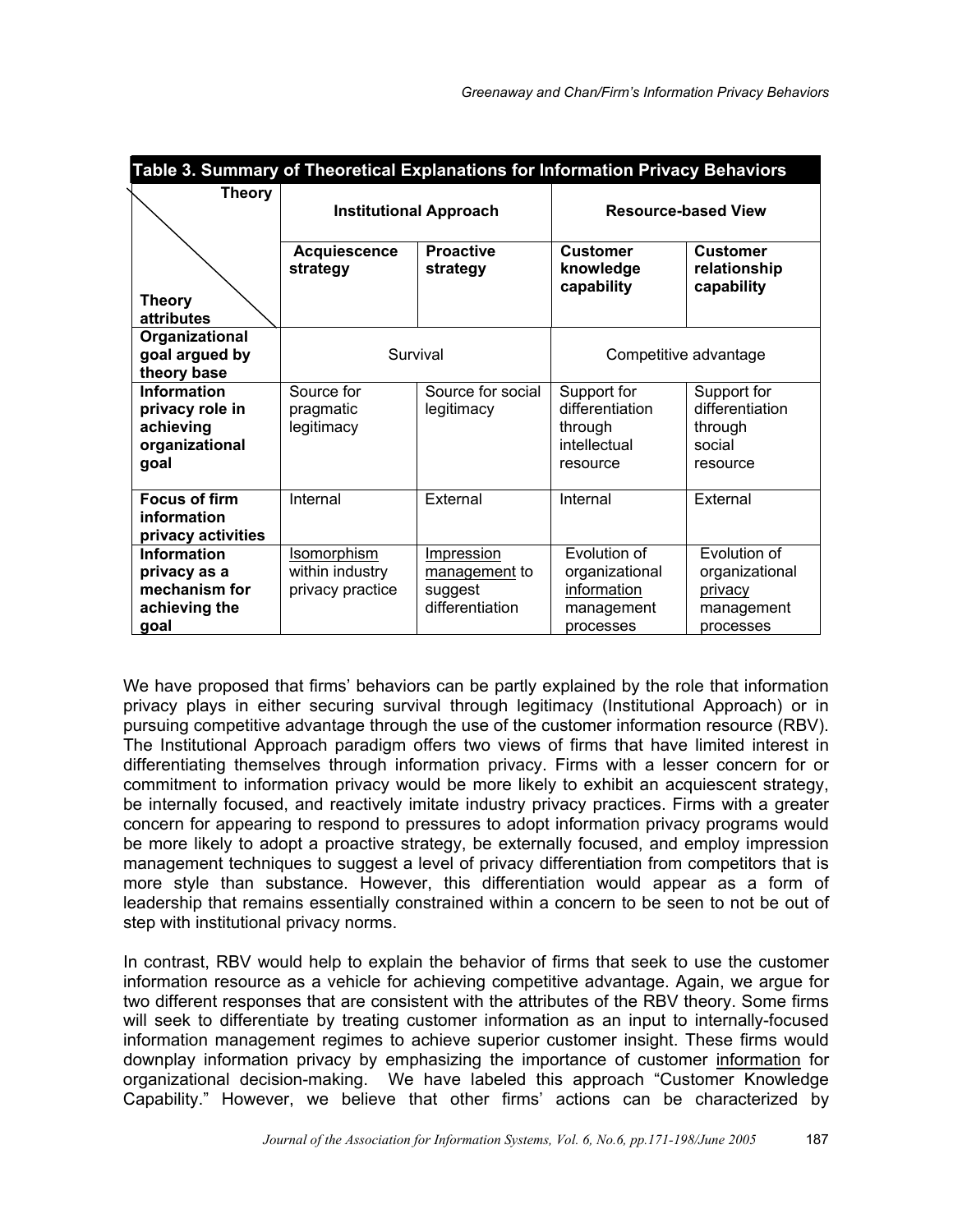**Table 3. Summary of Theoretical Explanations for Information Privacy Behaviors**

| Theory / Theory attributes | Institutional Approach | | Resource-based View | |
|---|---|---|---|---|
| | **Acquiescence strategy** | **Proactive strategy** | **Customer knowledge capability** | **Customer relationship capability** |
| **Organizational goal argued by theory base** | Survival | | Competitive advantage | |
| **Information privacy role in achieving organizational goal** | Source for pragmatic legitimacy | Source for social legitimacy | Support for differentiation through intellectual resource | Support for differentiation through social resource |
| **Focus of firm information privacy activities** | Internal | External | Internal | External |
| **Information privacy as a mechanism for achieving the goal** | Isomorphism within industry privacy practice | Impression management to suggest differentiation | Evolution of organizational information management processes | Evolution of organizational privacy management processes |

We have proposed that firms' behaviors can be partly explained by the role that information privacy plays in either securing survival through legitimacy (Institutional Approach) or in pursuing competitive advantage through the use of the customer information resource (RBV). The Institutional Approach paradigm offers two views of firms that have limited interest in differentiating themselves through information privacy. Firms with a lesser concern for or commitment to information privacy would be more likely to exhibit an acquiescent strategy, be internally focused, and reactively imitate industry privacy practices. Firms with a greater concern for appearing to respond to pressures to adopt information privacy programs would be more likely to adopt a proactive strategy, be externally focused, and employ impression management techniques to suggest a level of privacy differentiation from competitors that is more style than substance. However, this differentiation would appear as a form of leadership that remains essentially constrained within a concern to be seen to not be out of step with institutional privacy norms.

In contrast, RBV would help to explain the behavior of firms that seek to use the customer information resource as a vehicle for achieving competitive advantage. Again, we argue for two different responses that are consistent with the attributes of the RBV theory. Some firms will seek to differentiate by treating customer information as an input to internally-focused information management regimes to achieve superior customer insight. These firms would downplay information privacy by emphasizing the importance of customer information for organizational decision-making. We have labeled this approach "Customer Knowledge Capability." However, we believe that other firms' actions can be characterized by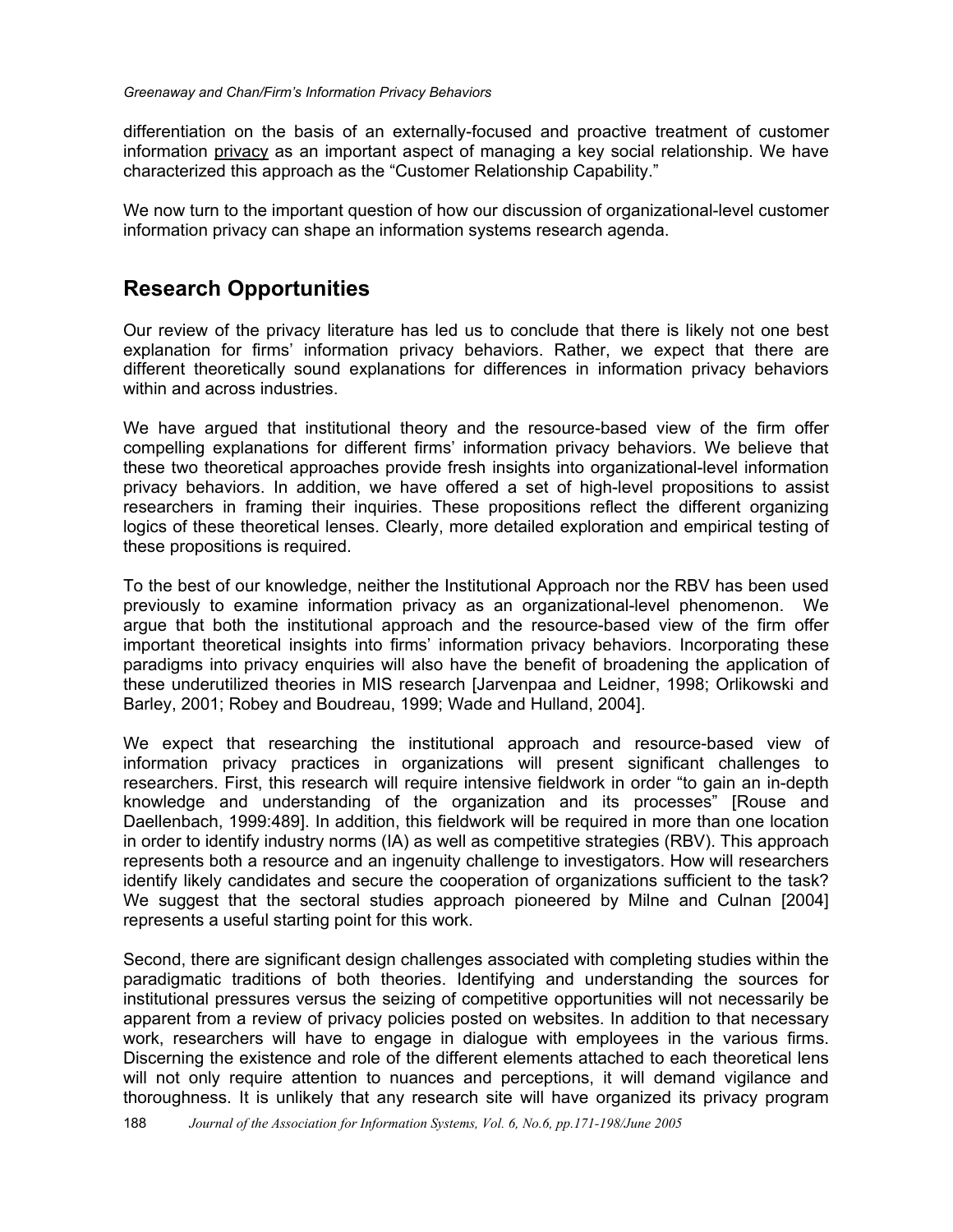differentiation on the basis of an externally-focused and proactive treatment of customer information privacy as an important aspect of managing a key social relationship. We have characterized this approach as the “Customer Relationship Capability.”

We now turn to the important question of how our discussion of organizational-level customer information privacy can shape an information systems research agenda.

## Research Opportunities

Our review of the privacy literature has led us to conclude that there is likely not one best explanation for firms’ information privacy behaviors. Rather, we expect that there are different theoretically sound explanations for differences in information privacy behaviors within and across industries.

We have argued that institutional theory and the resource-based view of the firm offer compelling explanations for different firms’ information privacy behaviors. We believe that these two theoretical approaches provide fresh insights into organizational-level information privacy behaviors. In addition, we have offered a set of high-level propositions to assist researchers in framing their inquiries. These propositions reflect the different organizing logics of these theoretical lenses. Clearly, more detailed exploration and empirical testing of these propositions is required.

To the best of our knowledge, neither the Institutional Approach nor the RBV has been used previously to examine information privacy as an organizational-level phenomenon. We argue that both the institutional approach and the resource-based view of the firm offer important theoretical insights into firms’ information privacy behaviors. Incorporating these paradigms into privacy enquiries will also have the benefit of broadening the application of these underutilized theories in MIS research [Jarvenpaa and Leidner, 1998; Orlikowski and Barley, 2001; Robey and Boudreau, 1999; Wade and Hulland, 2004].

We expect that researching the institutional approach and resource-based view of information privacy practices in organizations will present significant challenges to researchers. First, this research will require intensive fieldwork in order “to gain an in-depth knowledge and understanding of the organization and its processes” [Rouse and Daellenbach, 1999:489]. In addition, this fieldwork will be required in more than one location in order to identify industry norms (IA) as well as competitive strategies (RBV). This approach represents both a resource and an ingenuity challenge to investigators. How will researchers identify likely candidates and secure the cooperation of organizations sufficient to the task? We suggest that the sectoral studies approach pioneered by Milne and Culnan [2004] represents a useful starting point for this work.

Second, there are significant design challenges associated with completing studies within the paradigmatic traditions of both theories. Identifying and understanding the sources for institutional pressures versus the seizing of competitive opportunities will not necessarily be apparent from a review of privacy policies posted on websites. In addition to that necessary work, researchers will have to engage in dialogue with employees in the various firms. Discerning the existence and role of the different elements attached to each theoretical lens will not only require attention to nuances and perceptions, it will demand vigilance and thoroughness. It is unlikely that any research site will have organized its privacy program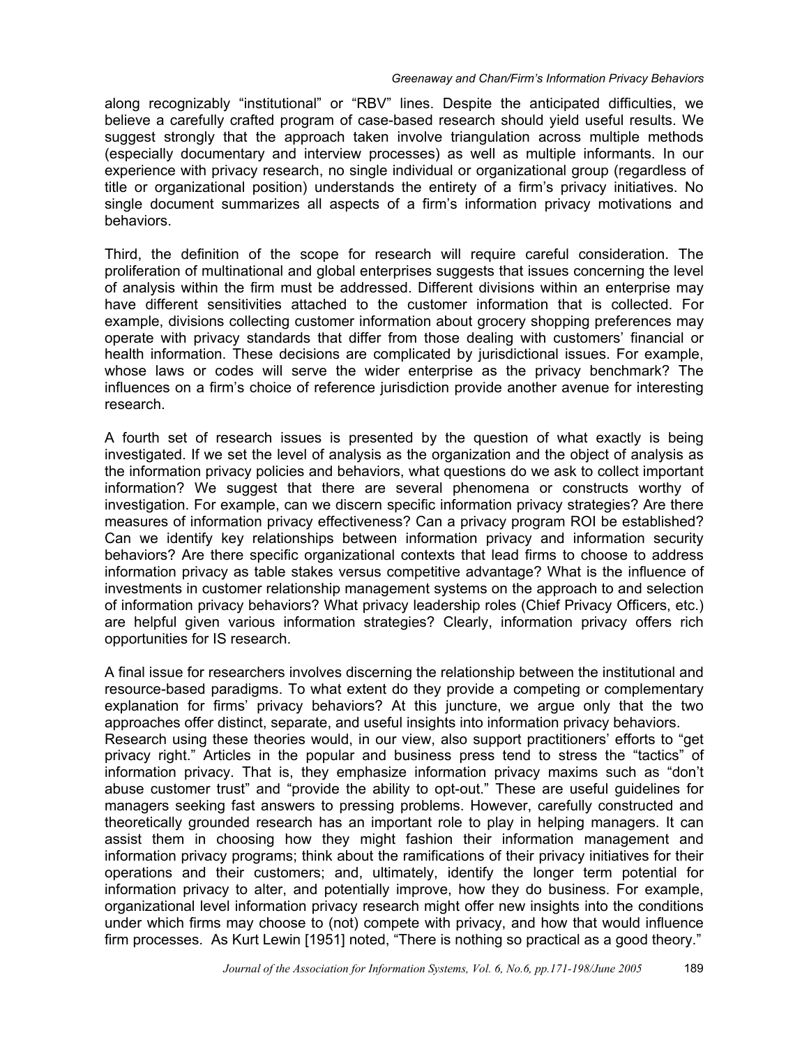along recognizably "institutional" or "RBV" lines. Despite the anticipated difficulties, we believe a carefully crafted program of case-based research should yield useful results. We suggest strongly that the approach taken involve triangulation across multiple methods (especially documentary and interview processes) as well as multiple informants. In our experience with privacy research, no single individual or organizational group (regardless of title or organizational position) understands the entirety of a firm's privacy initiatives. No single document summarizes all aspects of a firm's information privacy motivations and behaviors.

Third, the definition of the scope for research will require careful consideration. The proliferation of multinational and global enterprises suggests that issues concerning the level of analysis within the firm must be addressed. Different divisions within an enterprise may have different sensitivities attached to the customer information that is collected. For example, divisions collecting customer information about grocery shopping preferences may operate with privacy standards that differ from those dealing with customers' financial or health information. These decisions are complicated by jurisdictional issues. For example, whose laws or codes will serve the wider enterprise as the privacy benchmark? The influences on a firm's choice of reference jurisdiction provide another avenue for interesting research.

A fourth set of research issues is presented by the question of what exactly is being investigated. If we set the level of analysis as the organization and the object of analysis as the information privacy policies and behaviors, what questions do we ask to collect important information? We suggest that there are several phenomena or constructs worthy of investigation. For example, can we discern specific information privacy strategies? Are there measures of information privacy effectiveness? Can a privacy program ROI be established? Can we identify key relationships between information privacy and information security behaviors? Are there specific organizational contexts that lead firms to choose to address information privacy as table stakes versus competitive advantage? What is the influence of investments in customer relationship management systems on the approach to and selection of information privacy behaviors? What privacy leadership roles (Chief Privacy Officers, etc.) are helpful given various information strategies? Clearly, information privacy offers rich opportunities for IS research.

A final issue for researchers involves discerning the relationship between the institutional and resource-based paradigms. To what extent do they provide a competing or complementary explanation for firms' privacy behaviors? At this juncture, we argue only that the two approaches offer distinct, separate, and useful insights into information privacy behaviors.

Research using these theories would, in our view, also support practitioners' efforts to "get privacy right." Articles in the popular and business press tend to stress the "tactics" of information privacy. That is, they emphasize information privacy maxims such as "don't abuse customer trust" and "provide the ability to opt-out." These are useful guidelines for managers seeking fast answers to pressing problems. However, carefully constructed and theoretically grounded research has an important role to play in helping managers. It can assist them in choosing how they might fashion their information management and information privacy programs; think about the ramifications of their privacy initiatives for their operations and their customers; and, ultimately, identify the longer term potential for information privacy to alter, and potentially improve, how they do business. For example, organizational level information privacy research might offer new insights into the conditions under which firms may choose to (not) compete with privacy, and how that would influence firm processes. As Kurt Lewin [1951] noted, "There is nothing so practical as a good theory."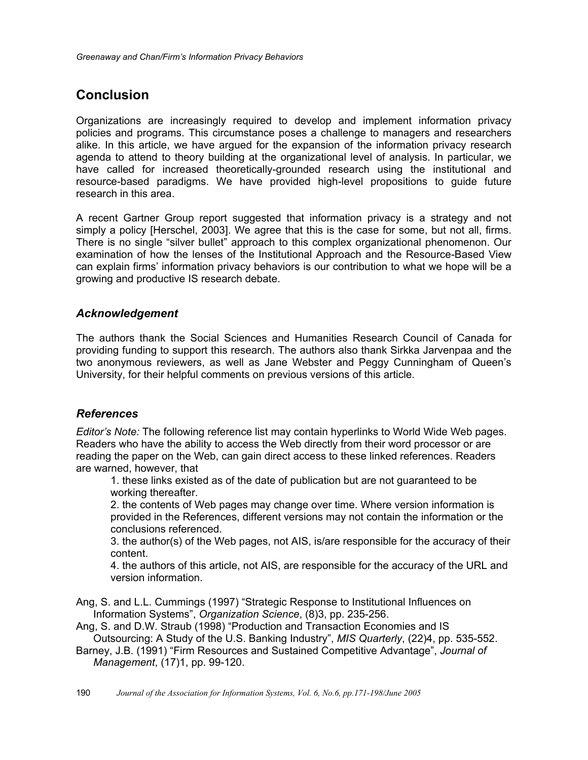## Conclusion

Organizations are increasingly required to develop and implement information privacy policies and programs. This circumstance poses a challenge to managers and researchers alike. In this article, we have argued for the expansion of the information privacy research agenda to attend to theory building at the organizational level of analysis. In particular, we have called for increased theoretically-grounded research using the institutional and resource-based paradigms. We have provided high-level propositions to guide future research in this area.

A recent Gartner Group report suggested that information privacy is a strategy and not simply a policy [Herschel, 2003]. We agree that this is the case for some, but not all, firms. There is no single "silver bullet" approach to this complex organizational phenomenon. Our examination of how the lenses of the Institutional Approach and the Resource-Based View can explain firms' information privacy behaviors is our contribution to what we hope will be a growing and productive IS research debate.

### *Acknowledgement*

The authors thank the Social Sciences and Humanities Research Council of Canada for providing funding to support this research. The authors also thank Sirkka Jarvenpaa and the two anonymous reviewers, as well as Jane Webster and Peggy Cunningham of Queen's University, for their helpful comments on previous versions of this article.

### *References*

*Editor's Note:* The following reference list may contain hyperlinks to World Wide Web pages. Readers who have the ability to access the Web directly from their word processor or are reading the paper on the Web, can gain direct access to these linked references. Readers are warned, however, that

1. these links existed as of the date of publication but are not guaranteed to be working thereafter.
2. the contents of Web pages may change over time. Where version information is provided in the References, different versions may not contain the information or the conclusions referenced.
3. the author(s) of the Web pages, not AIS, is/are responsible for the accuracy of their content.
4. the authors of this article, not AIS, are responsible for the accuracy of the URL and version information.

Ang, S. and L.L. Cummings (1997) "Strategic Response to Institutional Influences on Information Systems", *Organization Science*, (8)3, pp. 235-256.

Ang, S. and D.W. Straub (1998) "Production and Transaction Economies and IS Outsourcing: A Study of the U.S. Banking Industry", *MIS Quarterly*, (22)4, pp. 535-552.

Barney, J.B. (1991) "Firm Resources and Sustained Competitive Advantage", *Journal of Management*, (17)1, pp. 99-120.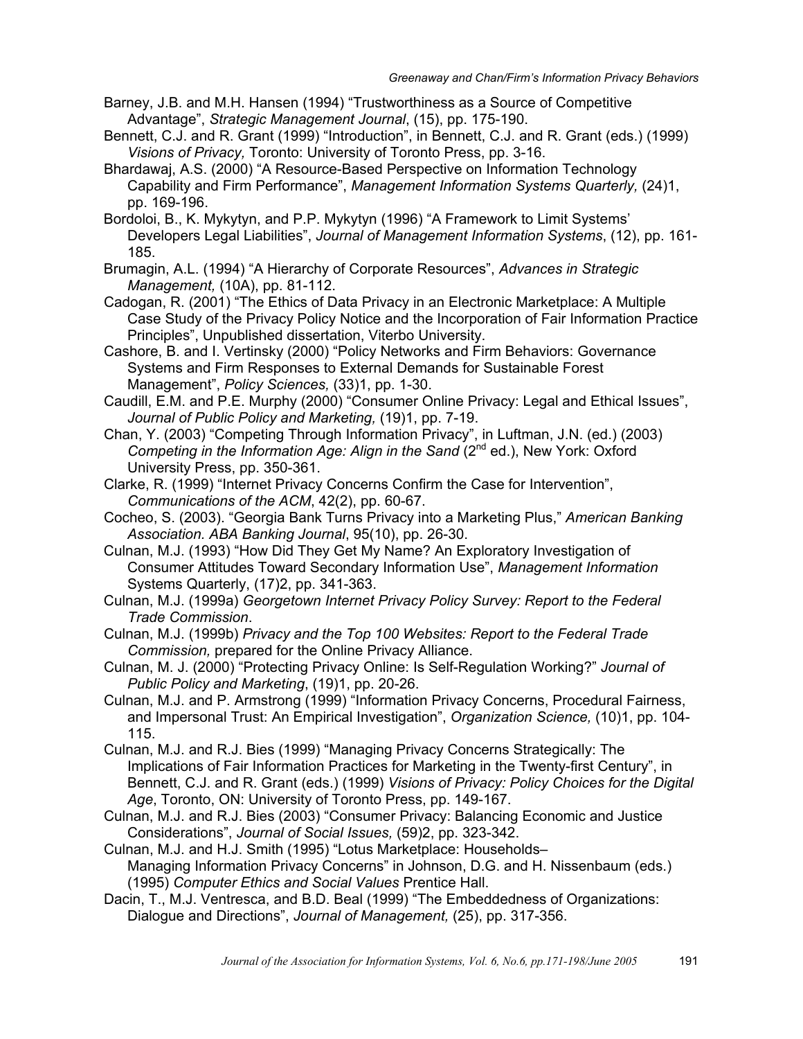Barney, J.B. and M.H. Hansen (1994) "Trustworthiness as a Source of Competitive Advantage", *Strategic Management Journal*, (15), pp. 175-190.

Bennett, C.J. and R. Grant (1999) "Introduction", in Bennett, C.J. and R. Grant (eds.) (1999) *Visions of Privacy,* Toronto: University of Toronto Press, pp. 3-16.

Bhardawaj, A.S. (2000) "A Resource-Based Perspective on Information Technology Capability and Firm Performance", *Management Information Systems Quarterly,* (24)1, pp. 169-196.

Bordoloi, B., K. Mykytyn, and P.P. Mykytyn (1996) "A Framework to Limit Systems' Developers Legal Liabilities", *Journal of Management Information Systems*, (12), pp. 161-185.

Brumagin, A.L. (1994) "A Hierarchy of Corporate Resources", *Advances in Strategic Management,* (10A), pp. 81-112.

Cadogan, R. (2001) "The Ethics of Data Privacy in an Electronic Marketplace: A Multiple Case Study of the Privacy Policy Notice and the Incorporation of Fair Information Practice Principles", Unpublished dissertation, Viterbo University.

Cashore, B. and I. Vertinsky (2000) "Policy Networks and Firm Behaviors: Governance Systems and Firm Responses to External Demands for Sustainable Forest Management", *Policy Sciences,* (33)1, pp. 1-30.

Caudill, E.M. and P.E. Murphy (2000) "Consumer Online Privacy: Legal and Ethical Issues", *Journal of Public Policy and Marketing,* (19)1, pp. 7-19.

Chan, Y. (2003) "Competing Through Information Privacy", in Luftman, J.N. (ed.) (2003) *Competing in the Information Age: Align in the Sand* (2nd ed.), New York: Oxford University Press, pp. 350-361.

Clarke, R. (1999) "Internet Privacy Concerns Confirm the Case for Intervention", *Communications of the ACM*, 42(2), pp. 60-67.

Cocheo, S. (2003). "Georgia Bank Turns Privacy into a Marketing Plus," *American Banking Association. ABA Banking Journal*, 95(10), pp. 26-30.

Culnan, M.J. (1993) "How Did They Get My Name? An Exploratory Investigation of Consumer Attitudes Toward Secondary Information Use", *Management Information* Systems Quarterly, (17)2, pp. 341-363.

Culnan, M.J. (1999a) *Georgetown Internet Privacy Policy Survey: Report to the Federal Trade Commission*.

Culnan, M.J. (1999b) *Privacy and the Top 100 Websites: Report to the Federal Trade Commission,* prepared for the Online Privacy Alliance.

Culnan, M. J. (2000) "Protecting Privacy Online: Is Self-Regulation Working?" *Journal of Public Policy and Marketing*, (19)1, pp. 20-26.

Culnan, M.J. and P. Armstrong (1999) "Information Privacy Concerns, Procedural Fairness, and Impersonal Trust: An Empirical Investigation", *Organization Science,* (10)1, pp. 104-115.

Culnan, M.J. and R.J. Bies (1999) "Managing Privacy Concerns Strategically: The Implications of Fair Information Practices for Marketing in the Twenty-first Century", in Bennett, C.J. and R. Grant (eds.) (1999) *Visions of Privacy: Policy Choices for the Digital Age*, Toronto, ON: University of Toronto Press, pp. 149-167.

Culnan, M.J. and R.J. Bies (2003) "Consumer Privacy: Balancing Economic and Justice Considerations", *Journal of Social Issues,* (59)2, pp. 323-342.

Culnan, M.J. and H.J. Smith (1995) "Lotus Marketplace: Households– Managing Information Privacy Concerns" in Johnson, D.G. and H. Nissenbaum (eds.) (1995) *Computer Ethics and Social Values* Prentice Hall.

Dacin, T., M.J. Ventresca, and B.D. Beal (1999) "The Embeddedness of Organizations: Dialogue and Directions", *Journal of Management,* (25), pp. 317-356.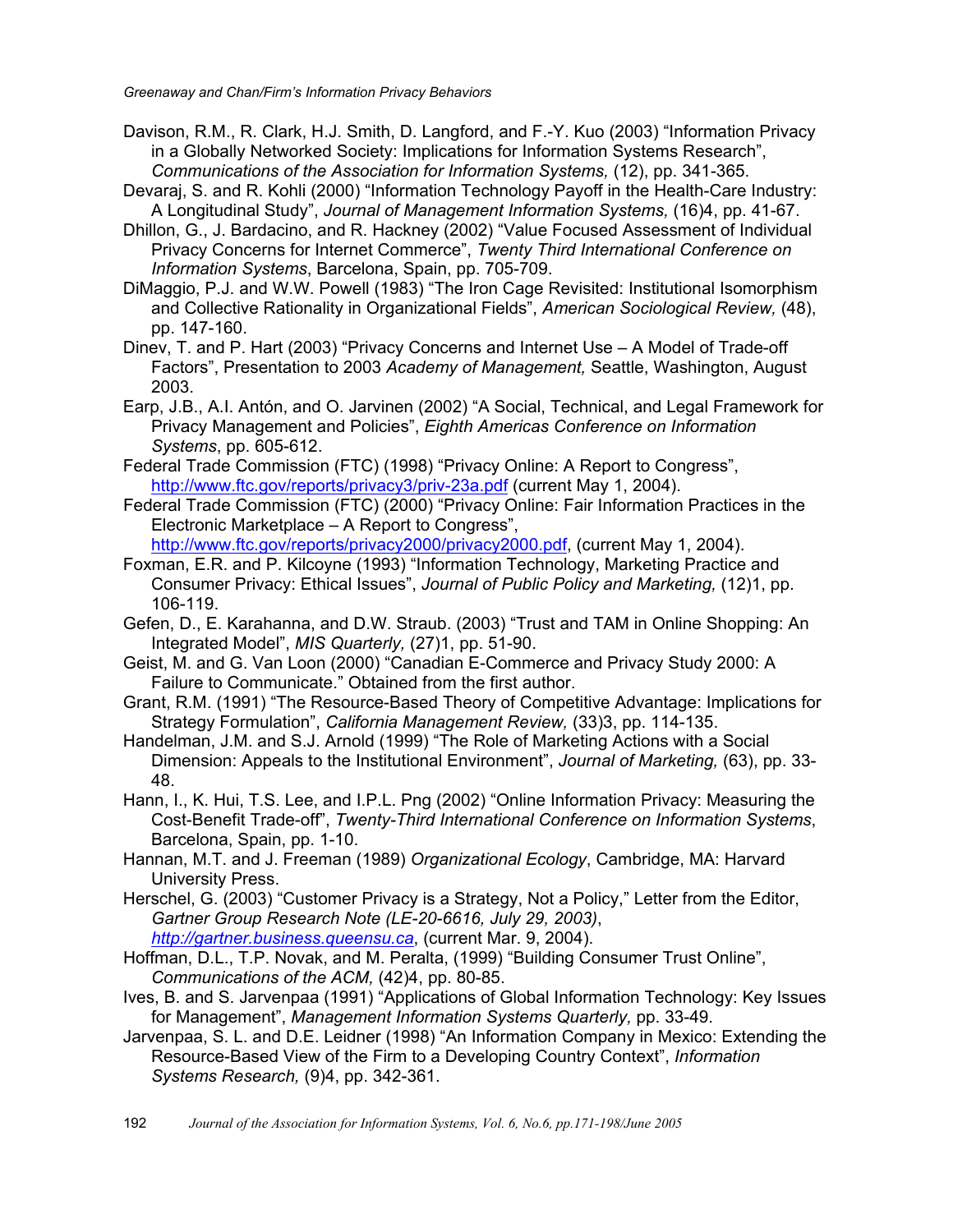Davison, R.M., R. Clark, H.J. Smith, D. Langford, and F.-Y. Kuo (2003) "Information Privacy in a Globally Networked Society: Implications for Information Systems Research", *Communications of the Association for Information Systems,* (12), pp. 341-365.

Devaraj, S. and R. Kohli (2000) "Information Technology Payoff in the Health-Care Industry: A Longitudinal Study", *Journal of Management Information Systems,* (16)4, pp. 41-67.

Dhillon, G., J. Bardacino, and R. Hackney (2002) "Value Focused Assessment of Individual Privacy Concerns for Internet Commerce", *Twenty Third International Conference on Information Systems*, Barcelona, Spain, pp. 705-709.

DiMaggio, P.J. and W.W. Powell (1983) "The Iron Cage Revisited: Institutional Isomorphism and Collective Rationality in Organizational Fields", *American Sociological Review,* (48), pp. 147-160.

Dinev, T. and P. Hart (2003) "Privacy Concerns and Internet Use – A Model of Trade-off Factors", Presentation to 2003 *Academy of Management,* Seattle, Washington, August 2003.

Earp, J.B., A.I. Antón, and O. Jarvinen (2002) "A Social, Technical, and Legal Framework for Privacy Management and Policies", *Eighth Americas Conference on Information Systems*, pp. 605-612.

Federal Trade Commission (FTC) (1998) "Privacy Online: A Report to Congress", http://www.ftc.gov/reports/privacy3/priv-23a.pdf (current May 1, 2004).

Federal Trade Commission (FTC) (2000) "Privacy Online: Fair Information Practices in the Electronic Marketplace – A Report to Congress", http://www.ftc.gov/reports/privacy2000/privacy2000.pdf, (current May 1, 2004).

Foxman, E.R. and P. Kilcoyne (1993) "Information Technology, Marketing Practice and Consumer Privacy: Ethical Issues", *Journal of Public Policy and Marketing,* (12)1, pp. 106-119.

Gefen, D., E. Karahanna, and D.W. Straub. (2003) "Trust and TAM in Online Shopping: An Integrated Model", *MIS Quarterly,* (27)1, pp. 51-90.

Geist, M. and G. Van Loon (2000) "Canadian E-Commerce and Privacy Study 2000: A Failure to Communicate." Obtained from the first author.

Grant, R.M. (1991) "The Resource-Based Theory of Competitive Advantage: Implications for Strategy Formulation", *California Management Review,* (33)3, pp. 114-135.

Handelman, J.M. and S.J. Arnold (1999) "The Role of Marketing Actions with a Social Dimension: Appeals to the Institutional Environment", *Journal of Marketing,* (63), pp. 33-48.

Hann, I., K. Hui, T.S. Lee, and I.P.L. Png (2002) "Online Information Privacy: Measuring the Cost-Benefit Trade-off", *Twenty-Third International Conference on Information Systems*, Barcelona, Spain, pp. 1-10.

Hannan, M.T. and J. Freeman (1989) *Organizational Ecology*, Cambridge, MA: Harvard University Press.

Herschel, G. (2003) "Customer Privacy is a Strategy, Not a Policy," Letter from the Editor, *Gartner Group Research Note (LE-20-6616, July 29, 2003)*, *http://gartner.business.queensu.ca*, (current Mar. 9, 2004).

Hoffman, D.L., T.P. Novak, and M. Peralta, (1999) "Building Consumer Trust Online", *Communications of the ACM,* (42)4, pp. 80-85.

Ives, B. and S. Jarvenpaa (1991) "Applications of Global Information Technology: Key Issues for Management", *Management Information Systems Quarterly,* pp. 33-49.

Jarvenpaa, S. L. and D.E. Leidner (1998) "An Information Company in Mexico: Extending the Resource-Based View of the Firm to a Developing Country Context", *Information Systems Research,* (9)4, pp. 342-361.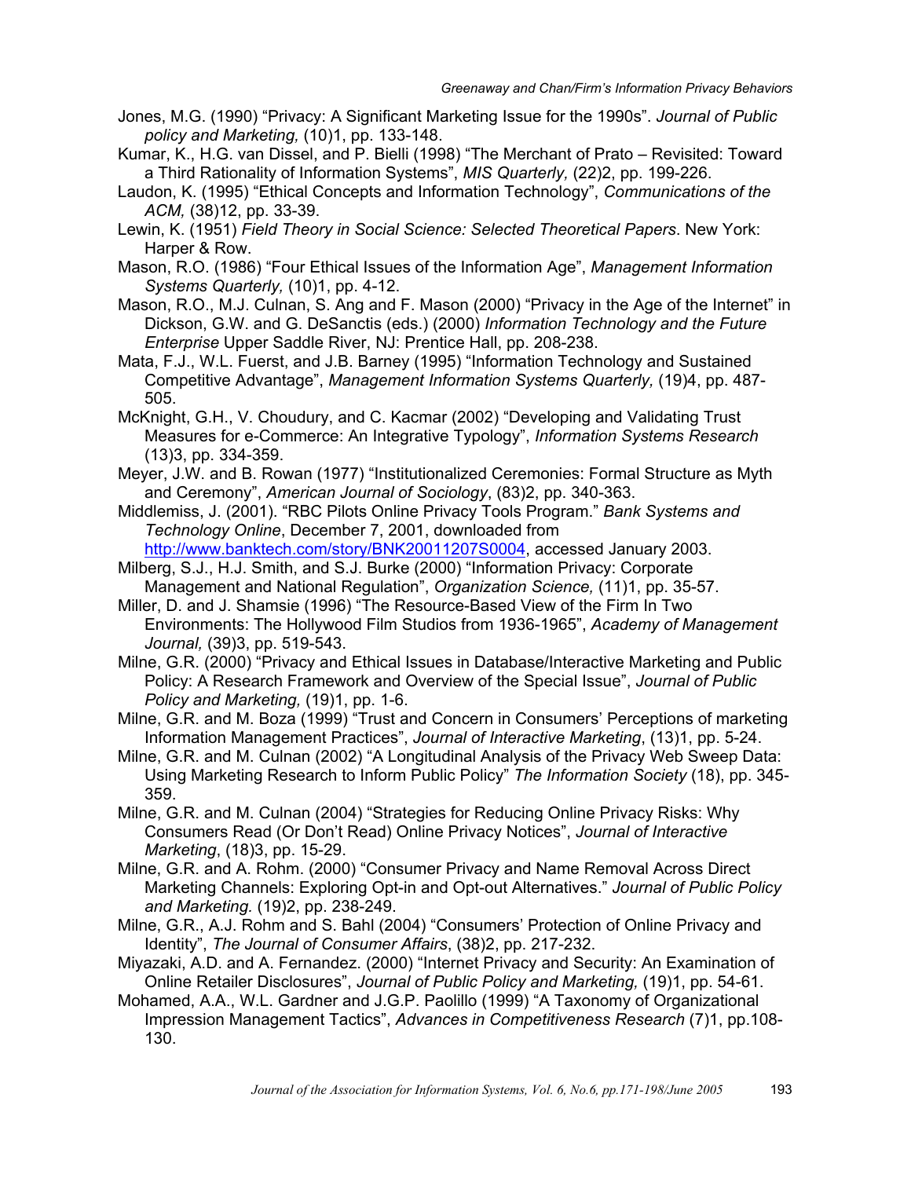Jones, M.G. (1990) "Privacy: A Significant Marketing Issue for the 1990s". *Journal of Public policy and Marketing,* (10)1, pp. 133-148.

Kumar, K., H.G. van Dissel, and P. Bielli (1998) "The Merchant of Prato – Revisited: Toward a Third Rationality of Information Systems", *MIS Quarterly,* (22)2, pp. 199-226.

Laudon, K. (1995) "Ethical Concepts and Information Technology", *Communications of the ACM,* (38)12, pp. 33-39.

Lewin, K. (1951) *Field Theory in Social Science: Selected Theoretical Papers*. New York: Harper & Row.

Mason, R.O. (1986) "Four Ethical Issues of the Information Age", *Management Information Systems Quarterly,* (10)1, pp. 4-12.

Mason, R.O., M.J. Culnan, S. Ang and F. Mason (2000) "Privacy in the Age of the Internet" in Dickson, G.W. and G. DeSanctis (eds.) (2000) *Information Technology and the Future Enterprise* Upper Saddle River, NJ: Prentice Hall, pp. 208-238.

Mata, F.J., W.L. Fuerst, and J.B. Barney (1995) "Information Technology and Sustained Competitive Advantage", *Management Information Systems Quarterly,* (19)4, pp. 487-505.

McKnight, G.H., V. Choudury, and C. Kacmar (2002) "Developing and Validating Trust Measures for e-Commerce: An Integrative Typology", *Information Systems Research* (13)3, pp. 334-359.

Meyer, J.W. and B. Rowan (1977) "Institutionalized Ceremonies: Formal Structure as Myth and Ceremony", *American Journal of Sociology*, (83)2, pp. 340-363.

Middlemiss, J. (2001). "RBC Pilots Online Privacy Tools Program." *Bank Systems and Technology Online*, December 7, 2001, downloaded from http://www.banktech.com/story/BNK20011207S0004, accessed January 2003.

Milberg, S.J., H.J. Smith, and S.J. Burke (2000) "Information Privacy: Corporate Management and National Regulation", *Organization Science,* (11)1, pp. 35-57.

Miller, D. and J. Shamsie (1996) "The Resource-Based View of the Firm In Two Environments: The Hollywood Film Studios from 1936-1965", *Academy of Management Journal,* (39)3, pp. 519-543.

Milne, G.R. (2000) "Privacy and Ethical Issues in Database/Interactive Marketing and Public Policy: A Research Framework and Overview of the Special Issue", *Journal of Public Policy and Marketing,* (19)1, pp. 1-6.

Milne, G.R. and M. Boza (1999) "Trust and Concern in Consumers' Perceptions of marketing Information Management Practices", *Journal of Interactive Marketing*, (13)1, pp. 5-24.

Milne, G.R. and M. Culnan (2002) "A Longitudinal Analysis of the Privacy Web Sweep Data: Using Marketing Research to Inform Public Policy" *The Information Society* (18), pp. 345-359.

Milne, G.R. and M. Culnan (2004) "Strategies for Reducing Online Privacy Risks: Why Consumers Read (Or Don't Read) Online Privacy Notices", *Journal of Interactive Marketing*, (18)3, pp. 15-29.

Milne, G.R. and A. Rohm. (2000) "Consumer Privacy and Name Removal Across Direct Marketing Channels: Exploring Opt-in and Opt-out Alternatives." *Journal of Public Policy and Marketing.* (19)2, pp. 238-249.

Milne, G.R., A.J. Rohm and S. Bahl (2004) "Consumers' Protection of Online Privacy and Identity", *The Journal of Consumer Affairs*, (38)2, pp. 217-232.

Miyazaki, A.D. and A. Fernandez. (2000) "Internet Privacy and Security: An Examination of Online Retailer Disclosures", *Journal of Public Policy and Marketing,* (19)1, pp. 54-61.

Mohamed, A.A., W.L. Gardner and J.G.P. Paolillo (1999) "A Taxonomy of Organizational Impression Management Tactics", *Advances in Competitiveness Research* (7)1, pp.108-130.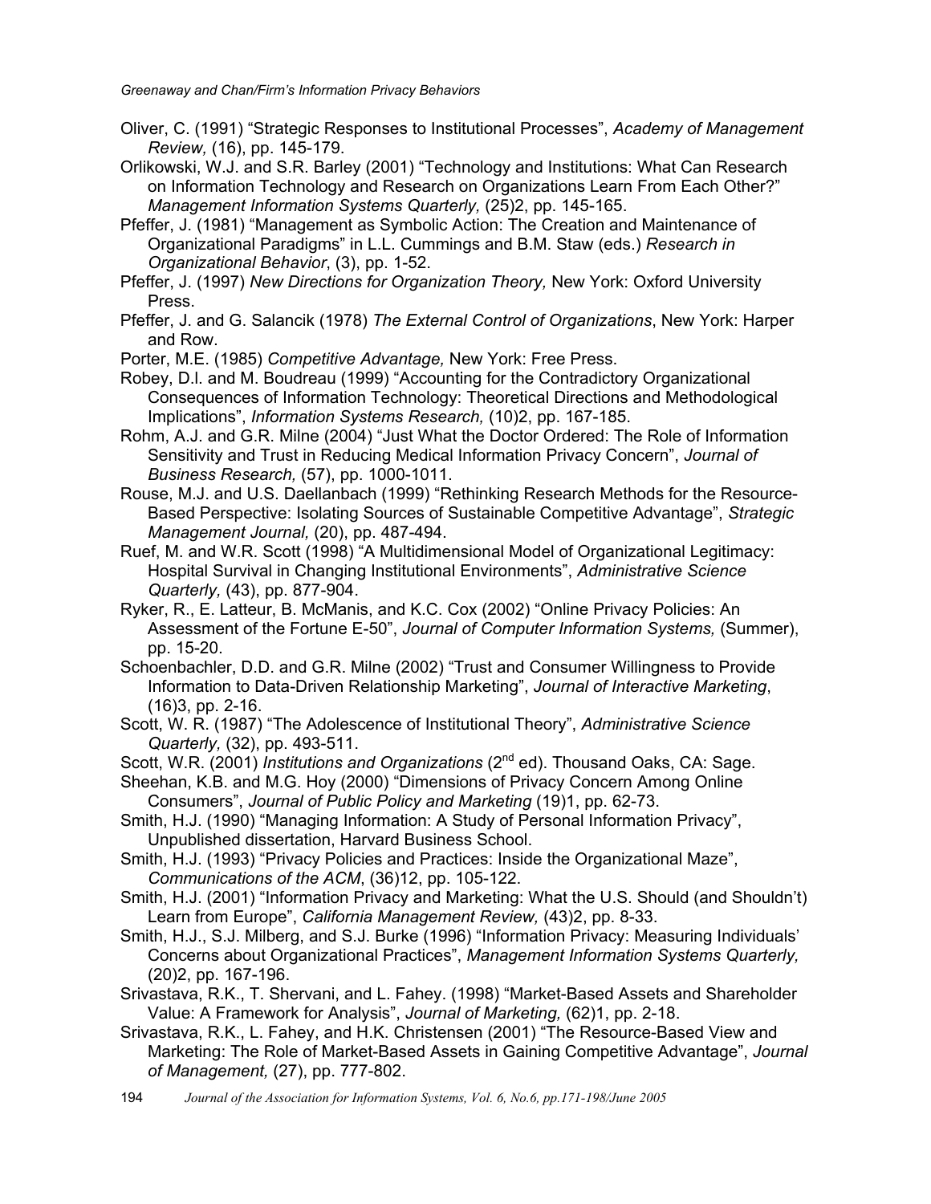Oliver, C. (1991) "Strategic Responses to Institutional Processes", *Academy of Management Review,* (16), pp. 145-179.

Orlikowski, W.J. and S.R. Barley (2001) "Technology and Institutions: What Can Research on Information Technology and Research on Organizations Learn From Each Other?" *Management Information Systems Quarterly,* (25)2, pp. 145-165.

Pfeffer, J. (1981) "Management as Symbolic Action: The Creation and Maintenance of Organizational Paradigms" in L.L. Cummings and B.M. Staw (eds.) *Research in Organizational Behavior*, (3), pp. 1-52.

Pfeffer, J. (1997) *New Directions for Organization Theory,* New York: Oxford University Press.

Pfeffer, J. and G. Salancik (1978) *The External Control of Organizations*, New York: Harper and Row.

Porter, M.E. (1985) *Competitive Advantage,* New York: Free Press.

Robey, D.l. and M. Boudreau (1999) "Accounting for the Contradictory Organizational Consequences of Information Technology: Theoretical Directions and Methodological Implications", *Information Systems Research,* (10)2, pp. 167-185.

Rohm, A.J. and G.R. Milne (2004) "Just What the Doctor Ordered: The Role of Information Sensitivity and Trust in Reducing Medical Information Privacy Concern", *Journal of Business Research,* (57), pp. 1000-1011.

Rouse, M.J. and U.S. Daellanbach (1999) "Rethinking Research Methods for the Resource-Based Perspective: Isolating Sources of Sustainable Competitive Advantage", *Strategic Management Journal,* (20), pp. 487-494.

Ruef, M. and W.R. Scott (1998) "A Multidimensional Model of Organizational Legitimacy: Hospital Survival in Changing Institutional Environments", *Administrative Science Quarterly,* (43), pp. 877-904.

Ryker, R., E. Latteur, B. McManis, and K.C. Cox (2002) "Online Privacy Policies: An Assessment of the Fortune E-50", *Journal of Computer Information Systems,* (Summer), pp. 15-20.

Schoenbachler, D.D. and G.R. Milne (2002) "Trust and Consumer Willingness to Provide Information to Data-Driven Relationship Marketing", *Journal of Interactive Marketing*, (16)3, pp. 2-16.

Scott, W. R. (1987) "The Adolescence of Institutional Theory", *Administrative Science Quarterly,* (32), pp. 493-511.

Scott, W.R. (2001) *Institutions and Organizations* (2nd ed). Thousand Oaks, CA: Sage.

Sheehan, K.B. and M.G. Hoy (2000) "Dimensions of Privacy Concern Among Online Consumers", *Journal of Public Policy and Marketing* (19)1, pp. 62-73.

Smith, H.J. (1990) "Managing Information: A Study of Personal Information Privacy", Unpublished dissertation, Harvard Business School.

Smith, H.J. (1993) "Privacy Policies and Practices: Inside the Organizational Maze", *Communications of the ACM*, (36)12, pp. 105-122.

Smith, H.J. (2001) "Information Privacy and Marketing: What the U.S. Should (and Shouldn't) Learn from Europe", *California Management Review,* (43)2, pp. 8-33.

Smith, H.J., S.J. Milberg, and S.J. Burke (1996) "Information Privacy: Measuring Individuals' Concerns about Organizational Practices", *Management Information Systems Quarterly,* (20)2, pp. 167-196.

Srivastava, R.K., T. Shervani, and L. Fahey. (1998) "Market-Based Assets and Shareholder Value: A Framework for Analysis", *Journal of Marketing,* (62)1, pp. 2-18.

Srivastava, R.K., L. Fahey, and H.K. Christensen (2001) "The Resource-Based View and Marketing: The Role of Market-Based Assets in Gaining Competitive Advantage", *Journal of Management,* (27), pp. 777-802.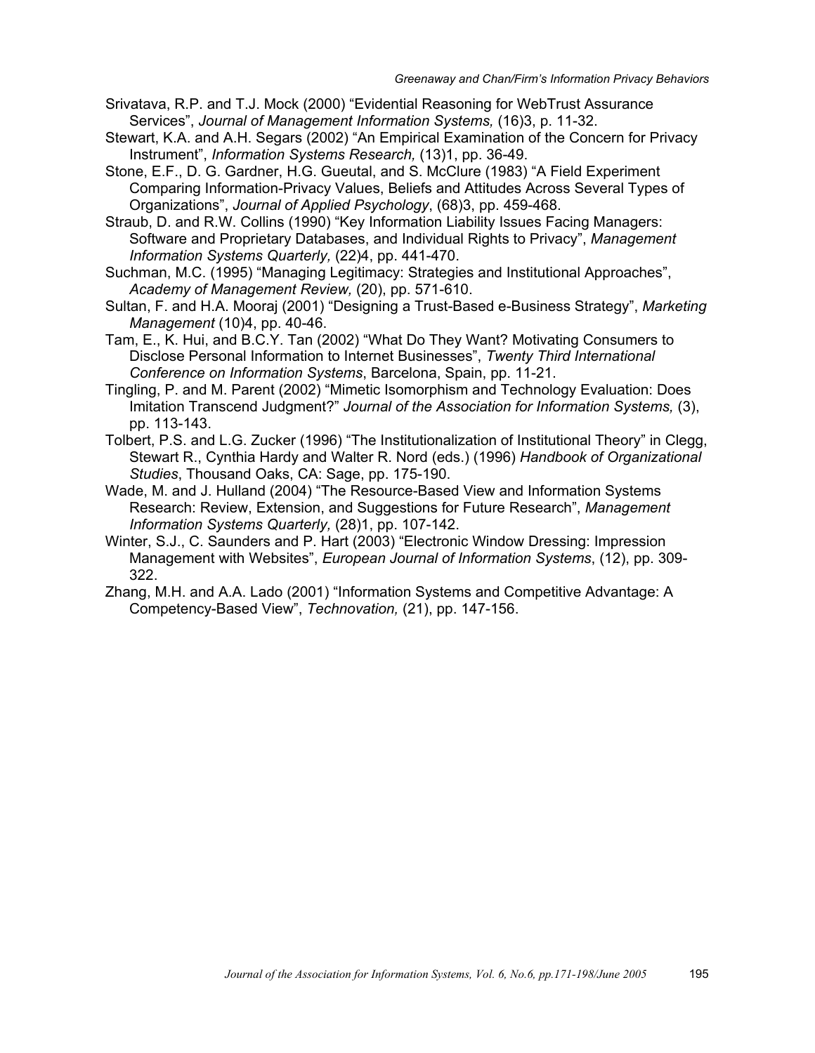Srivatava, R.P. and T.J. Mock (2000) “Evidential Reasoning for WebTrust Assurance Services”, *Journal of Management Information Systems,* (16)3, p. 11-32.

Stewart, K.A. and A.H. Segars (2002) “An Empirical Examination of the Concern for Privacy Instrument”, *Information Systems Research,* (13)1, pp. 36-49.

Stone, E.F., D. G. Gardner, H.G. Gueutal, and S. McClure (1983) “A Field Experiment Comparing Information-Privacy Values, Beliefs and Attitudes Across Several Types of Organizations”, *Journal of Applied Psychology*, (68)3, pp. 459-468.

Straub, D. and R.W. Collins (1990) “Key Information Liability Issues Facing Managers: Software and Proprietary Databases, and Individual Rights to Privacy”, *Management Information Systems Quarterly,* (22)4, pp. 441-470.

Suchman, M.C. (1995) “Managing Legitimacy: Strategies and Institutional Approaches”, *Academy of Management Review,* (20), pp. 571-610.

Sultan, F. and H.A. Mooraj (2001) “Designing a Trust-Based e-Business Strategy”, *Marketing Management* (10)4, pp. 40-46.

Tam, E., K. Hui, and B.C.Y. Tan (2002) “What Do They Want? Motivating Consumers to Disclose Personal Information to Internet Businesses”, *Twenty Third International Conference on Information Systems*, Barcelona, Spain, pp. 11-21.

Tingling, P. and M. Parent (2002) “Mimetic Isomorphism and Technology Evaluation: Does Imitation Transcend Judgment?” *Journal of the Association for Information Systems,* (3), pp. 113-143.

Tolbert, P.S. and L.G. Zucker (1996) “The Institutionalization of Institutional Theory” in Clegg, Stewart R., Cynthia Hardy and Walter R. Nord (eds.) (1996) *Handbook of Organizational Studies*, Thousand Oaks, CA: Sage, pp. 175-190.

Wade, M. and J. Hulland (2004) “The Resource-Based View and Information Systems Research: Review, Extension, and Suggestions for Future Research”, *Management Information Systems Quarterly,* (28)1, pp. 107-142.

Winter, S.J., C. Saunders and P. Hart (2003) “Electronic Window Dressing: Impression Management with Websites”, *European Journal of Information Systems*, (12), pp. 309-322.

Zhang, M.H. and A.A. Lado (2001) “Information Systems and Competitive Advantage: A Competency-Based View”, *Technovation,* (21), pp. 147-156.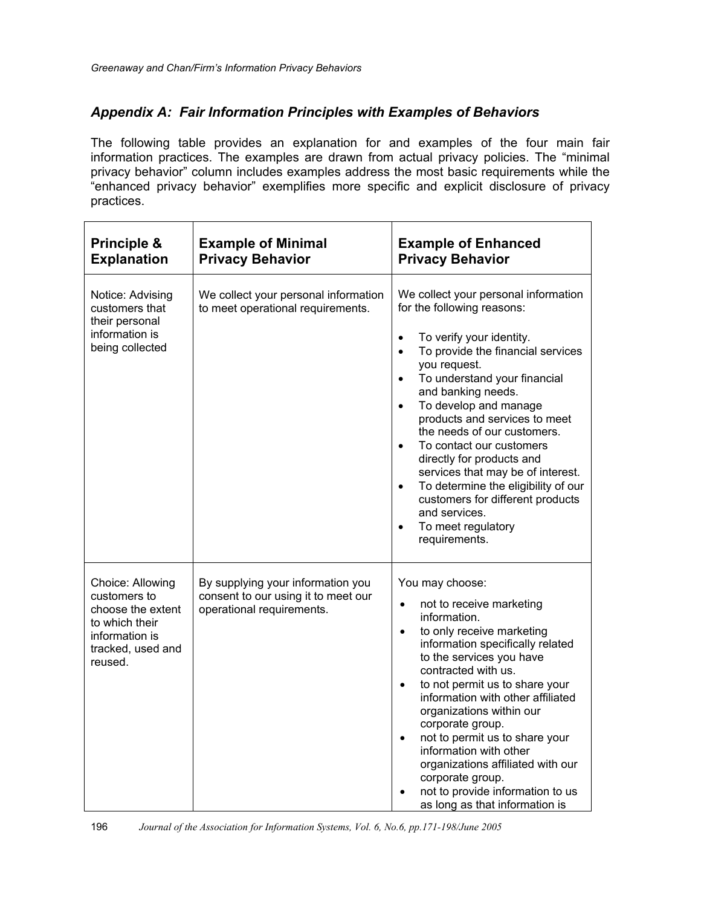## Appendix A: Fair Information Principles with Examples of Behaviors

The following table provides an explanation for and examples of the four main fair information practices. The examples are drawn from actual privacy policies. The "minimal privacy behavior" column includes examples address the most basic requirements while the "enhanced privacy behavior" exemplifies more specific and explicit disclosure of privacy practices.

| Principle & Explanation | Example of Minimal Privacy Behavior | Example of Enhanced Privacy Behavior |
|---|---|---|
| Notice: Advising customers that their personal information is being collected | We collect your personal information to meet operational requirements. | We collect your personal information for the following reasons:<br>• To verify your identity.<br>• To provide the financial services you request.<br>• To understand your financial and banking needs.<br>• To develop and manage products and services to meet the needs of our customers.<br>• To contact our customers directly for products and services that may be of interest.<br>• To determine the eligibility of our customers for different products and services.<br>• To meet regulatory requirements. |
| Choice: Allowing customers to choose the extent to which their information is tracked, used and reused. | By supplying your information you consent to our using it to meet our operational requirements. | You may choose:<br>• not to receive marketing information.<br>• to only receive marketing information specifically related to the services you have contracted with us.<br>• to not permit us to share your information with other affiliated organizations within our corporate group.<br>• not to permit us to share your information with other organizations affiliated with our corporate group.<br>• not to provide information to us as long as that information is |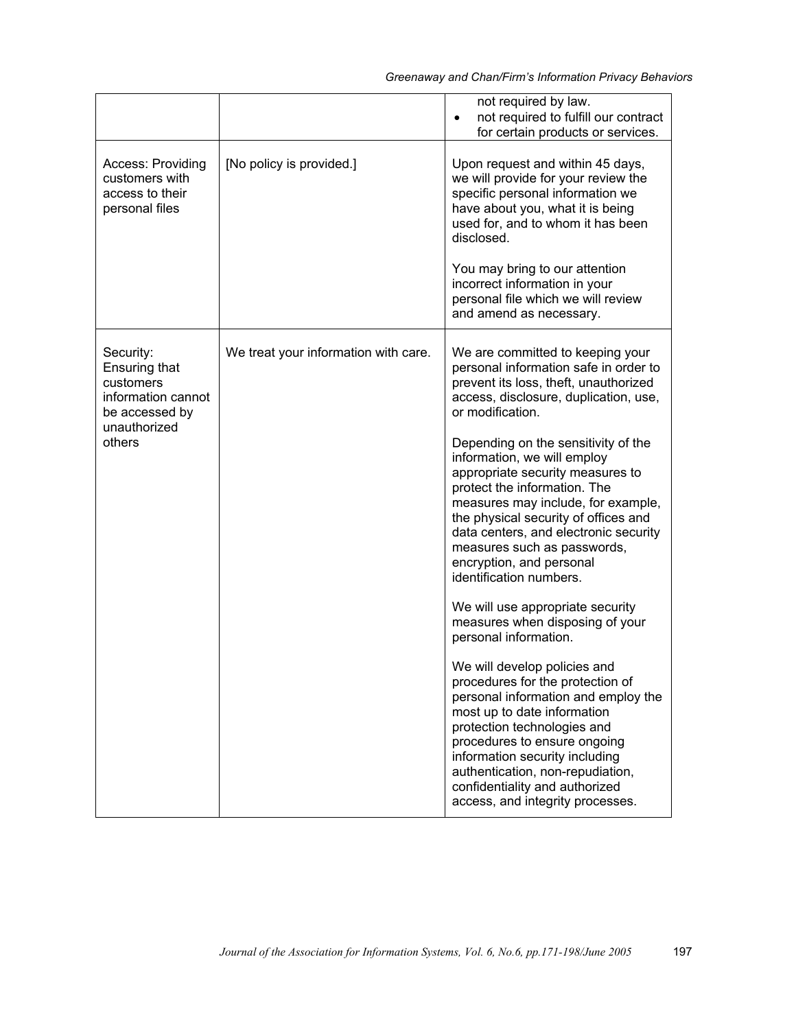| | | |
|---|---|---|
| | | not required by law.<br>• not required to fulfill our contract for certain products or services. |
| Access: Providing customers with access to their personal files | [No policy is provided.] | Upon request and within 45 days, we will provide for your review the specific personal information we have about you, what it is being used for, and to whom it has been disclosed.<br><br>You may bring to our attention incorrect information in your personal file which we will review and amend as necessary. |
| Security: Ensuring that customers information cannot be accessed by unauthorized others | We treat your information with care. | We are committed to keeping your personal information safe in order to prevent its loss, theft, unauthorized access, disclosure, duplication, use, or modification.<br><br>Depending on the sensitivity of the information, we will employ appropriate security measures to protect the information. The measures may include, for example, the physical security of offices and data centers, and electronic security measures such as passwords, encryption, and personal identification numbers.<br><br>We will use appropriate security measures when disposing of your personal information.<br><br>We will develop policies and procedures for the protection of personal information and employ the most up to date information protection technologies and procedures to ensure ongoing information security including authentication, non-repudiation, confidentiality and authorized access, and integrity processes. |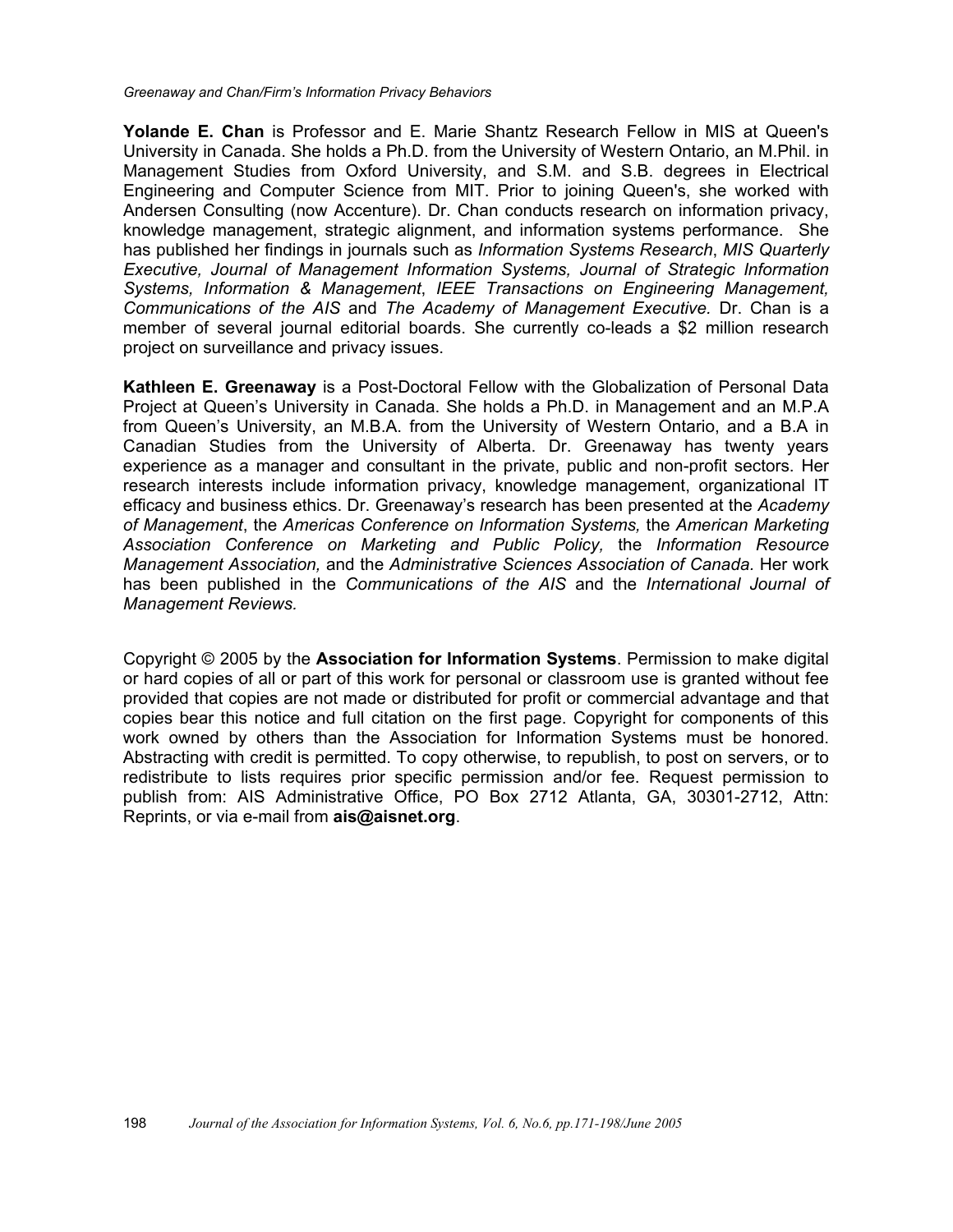**Yolande E. Chan** is Professor and E. Marie Shantz Research Fellow in MIS at Queen's University in Canada. She holds a Ph.D. from the University of Western Ontario, an M.Phil. in Management Studies from Oxford University, and S.M. and S.B. degrees in Electrical Engineering and Computer Science from MIT. Prior to joining Queen's, she worked with Andersen Consulting (now Accenture). Dr. Chan conducts research on information privacy, knowledge management, strategic alignment, and information systems performance. She has published her findings in journals such as *Information Systems Research*, *MIS Quarterly Executive, Journal of Management Information Systems, Journal of Strategic Information Systems, Information & Management*, *IEEE Transactions on Engineering Management, Communications of the AIS* and *The Academy of Management Executive.* Dr. Chan is a member of several journal editorial boards. She currently co-leads a $2 million research project on surveillance and privacy issues.

**Kathleen E. Greenaway** is a Post-Doctoral Fellow with the Globalization of Personal Data Project at Queen's University in Canada. She holds a Ph.D. in Management and an M.P.A from Queen's University, an M.B.A. from the University of Western Ontario, and a B.A in Canadian Studies from the University of Alberta. Dr. Greenaway has twenty years experience as a manager and consultant in the private, public and non-profit sectors. Her research interests include information privacy, knowledge management, organizational IT efficacy and business ethics. Dr. Greenaway's research has been presented at the *Academy of Management*, the *Americas Conference on Information Systems,* the *American Marketing Association Conference on Marketing and Public Policy,* the *Information Resource Management Association,* and the *Administrative Sciences Association of Canada*. Her work has been published in the *Communications of the AIS* and the *International Journal of Management Reviews.*

Copyright © 2005 by the **Association for Information Systems**. Permission to make digital or hard copies of all or part of this work for personal or classroom use is granted without fee provided that copies are not made or distributed for profit or commercial advantage and that copies bear this notice and full citation on the first page. Copyright for components of this work owned by others than the Association for Information Systems must be honored. Abstracting with credit is permitted. To copy otherwise, to republish, to post on servers, or to redistribute to lists requires prior specific permission and/or fee. Request permission to publish from: AIS Administrative Office, PO Box 2712 Atlanta, GA, 30301-2712, Attn: Reprints, or via e-mail from **ais@aisnet.org**.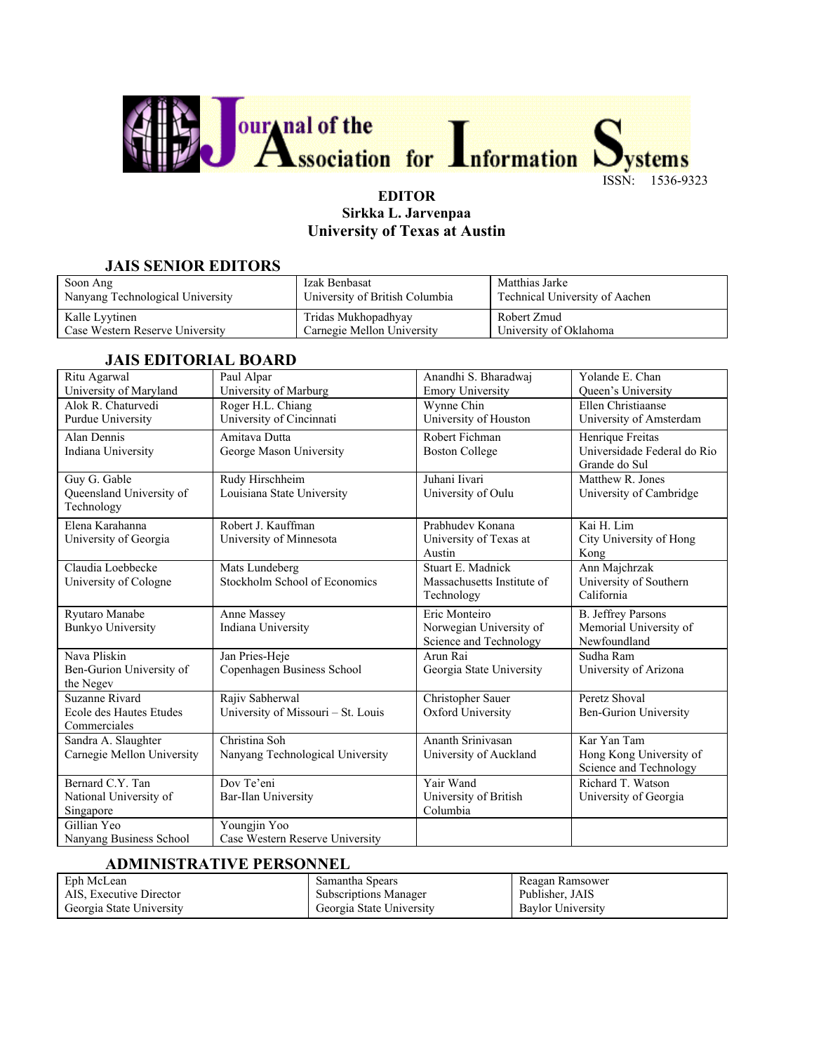# Journal of the Association for Information Systems

ISSN: 1536-9323

**EDITOR**
**Sirkka L. Jarvenpaa**
**University of Texas at Austin**

## JAIS SENIOR EDITORS

| | | |
|---|---|---|
| Soon Ang<br>Nanyang Technological University | Izak Benbasat<br>University of British Columbia | Matthias Jarke<br>Technical University of Aachen |
| Kalle Lyytinen<br>Case Western Reserve University | Tridas Mukhopadhyay<br>Carnegie Mellon University | Robert Zmud<br>University of Oklahoma |

## JAIS EDITORIAL BOARD

| | | | |
|---|---|---|---|
| Ritu Agarwal<br>University of Maryland | Paul Alpar<br>University of Marburg | Anandhi S. Bharadwaj<br>Emory University | Yolande E. Chan<br>Queen's University |
| Alok R. Chaturvedi<br>Purdue University | Roger H.L. Chiang<br>University of Cincinnati | Wynne Chin<br>University of Houston | Ellen Christiaanse<br>University of Amsterdam |
| Alan Dennis<br>Indiana University | Amitava Dutta<br>George Mason University | Robert Fichman<br>Boston College | Henrique Freitas<br>Universidade Federal do Rio Grande do Sul |
| Guy G. Gable<br>Queensland University of Technology | Rudy Hirschheim<br>Louisiana State University | Juhani Iivari<br>University of Oulu | Matthew R. Jones<br>University of Cambridge |
| Elena Karahanna<br>University of Georgia | Robert J. Kauffman<br>University of Minnesota | Prabhudev Konana<br>University of Texas at Austin | Kai H. Lim<br>City University of Hong Kong |
| Claudia Loebbecke<br>University of Cologne | Mats Lundeberg<br>Stockholm School of Economics | Stuart E. Madnick<br>Massachusetts Institute of Technology | Ann Majchrzak<br>University of Southern California |
| Ryutaro Manabe<br>Bunkyo University | Anne Massey<br>Indiana University | Eric Monteiro<br>Norwegian University of Science and Technology | B. Jeffrey Parsons<br>Memorial University of Newfoundland |
| Nava Pliskin<br>Ben-Gurion University of the Negev | Jan Pries-Heje<br>Copenhagen Business School | Arun Rai<br>Georgia State University | Sudha Ram<br>University of Arizona |
| Suzanne Rivard<br>Ecole des Hautes Etudes Commerciales | Rajiv Sabherwal<br>University of Missouri – St. Louis | Christopher Sauer<br>Oxford University | Peretz Shoval<br>Ben-Gurion University |
| Sandra A. Slaughter<br>Carnegie Mellon University | Christina Soh<br>Nanyang Technological University | Ananth Srinivasan<br>University of Auckland | Kar Yan Tam<br>Hong Kong University of Science and Technology |
| Bernard C.Y. Tan<br>National University of Singapore | Dov Te'eni<br>Bar-Ilan University | Yair Wand<br>University of British Columbia | Richard T. Watson<br>University of Georgia |
| Gillian Yeo<br>Nanyang Business School | Youngjin Yoo<br>Case Western Reserve University | | |

## ADMINISTRATIVE PERSONNEL

| | | |
|---|---|---|
| Eph McLean<br>AIS, Executive Director<br>Georgia State University | Samantha Spears<br>Subscriptions Manager<br>Georgia State University | Reagan Ramsower<br>Publisher, JAIS<br>Baylor University |